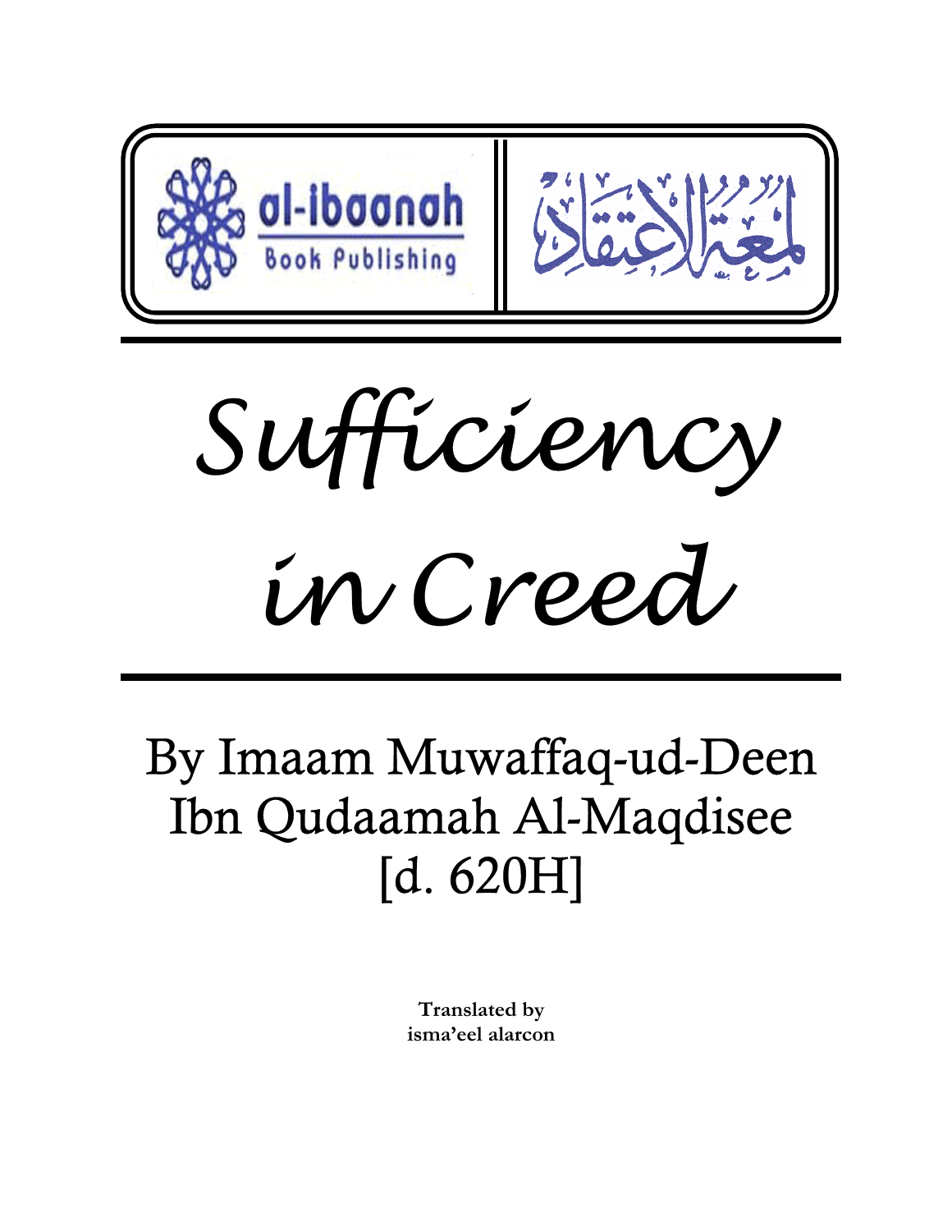al-ibaanah Book Publishing

لمعة الاعتقاد

# Sufficiency in Creed

By Imaam Muwaffaq-ud-Deen Ibn Qudaamah Al-Maqdisee [d. 620H]

**Translated by**
**isma'eel alarcon**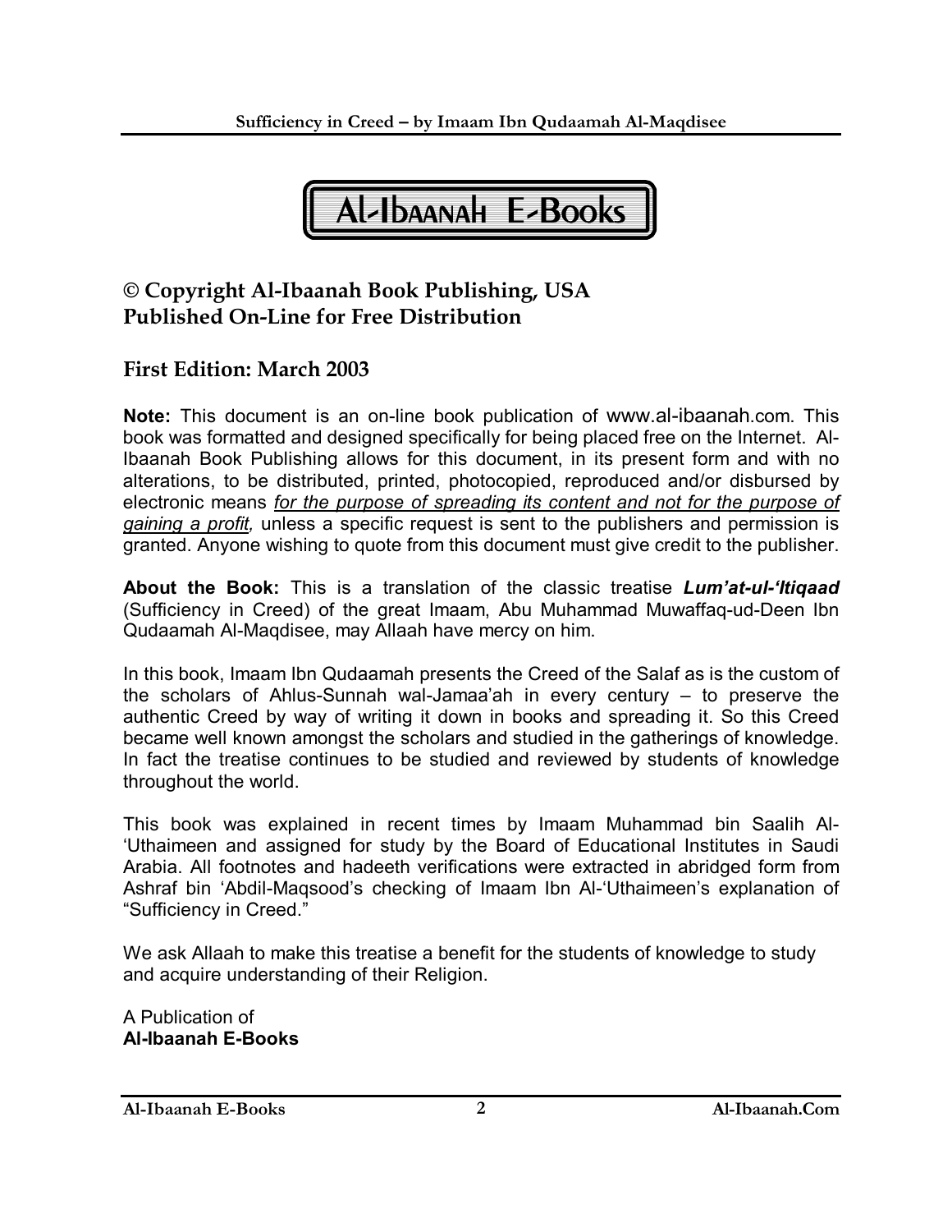# Al-Ibaanah E-Books

## © Copyright Al-Ibaanah Book Publishing, USA
## Published On-Line for Free Distribution

## First Edition: March 2003

**Note:** This document is an on-line book publication of www.al-ibaanah.com. This book was formatted and designed specifically for being placed free on the Internet. Al-Ibaanah Book Publishing allows for this document, in its present form and with no alterations, to be distributed, printed, photocopied, reproduced and/or disbursed by electronic means *for the purpose of spreading its content and not for the purpose of gaining a profit,* unless a specific request is sent to the publishers and permission is granted. Anyone wishing to quote from this document must give credit to the publisher.

**About the Book:** This is a translation of the classic treatise ***Lum'at-ul-'Itiqaad*** (Sufficiency in Creed) of the great Imaam, Abu Muhammad Muwaffaq-ud-Deen Ibn Qudaamah Al-Maqdisee, may Allaah have mercy on him.

In this book, Imaam Ibn Qudaamah presents the Creed of the Salaf as is the custom of the scholars of Ahlus-Sunnah wal-Jamaa'ah in every century – to preserve the authentic Creed by way of writing it down in books and spreading it. So this Creed became well known amongst the scholars and studied in the gatherings of knowledge. In fact the treatise continues to be studied and reviewed by students of knowledge throughout the world.

This book was explained in recent times by Imaam Muhammad bin Saalih Al-'Uthaimeen and assigned for study by the Board of Educational Institutes in Saudi Arabia. All footnotes and hadeeth verifications were extracted in abridged form from Ashraf bin 'Abdil-Maqsood's checking of Imaam Ibn Al-'Uthaimeen's explanation of "Sufficiency in Creed."

We ask Allaah to make this treatise a benefit for the students of knowledge to study and acquire understanding of their Religion.

A Publication of
**Al-Ibaanah E-Books**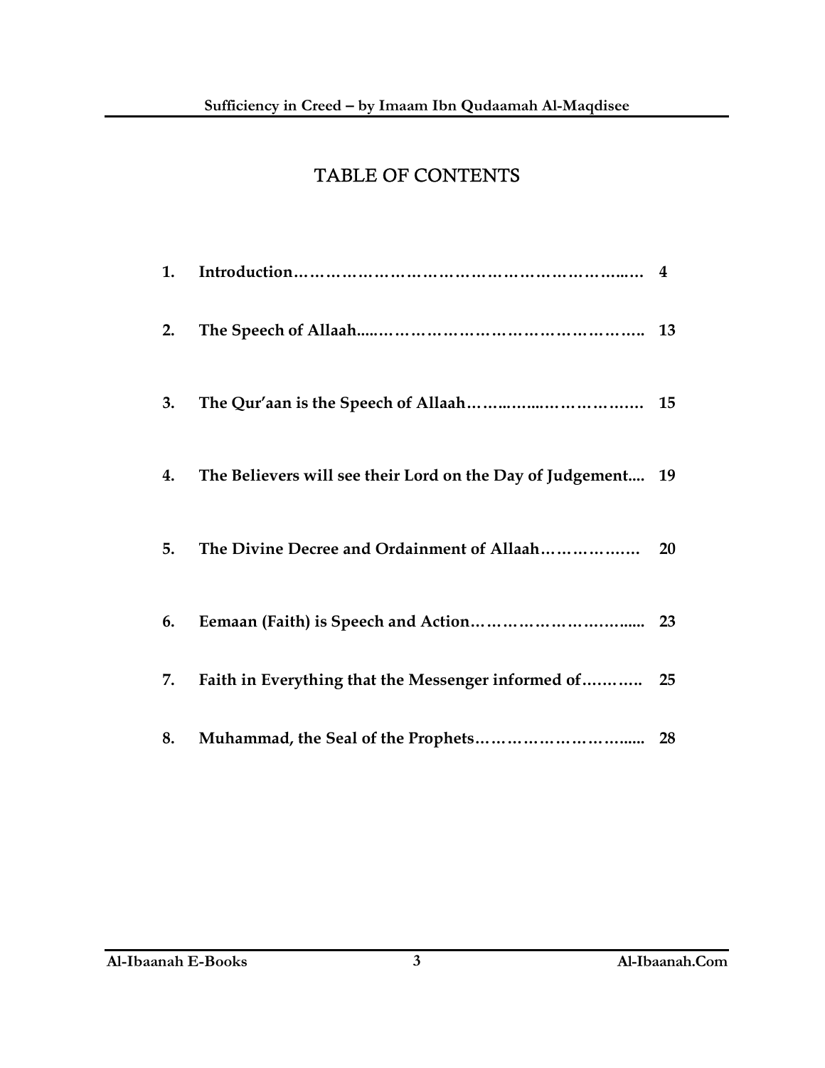# TABLE OF CONTENTS

1. **Introduction………………………………………………………..… 4**
2. **The Speech of Allaah.....…………………………………………….. 13**
3. **The Qur'aan is the Speech of Allaah……..…..………………….. 15**
4. **The Believers will see their Lord on the Day of Judgement.... 19**
5. **The Divine Decree and Ordainment of Allaah………….…. 20**
6. **Eemaan (Faith) is Speech and Action……………………….…... 23**
7. **Faith in Everything that the Messenger informed of……….. 25**
8. **Muhammad, the Seal of the Prophets………………………..... 28**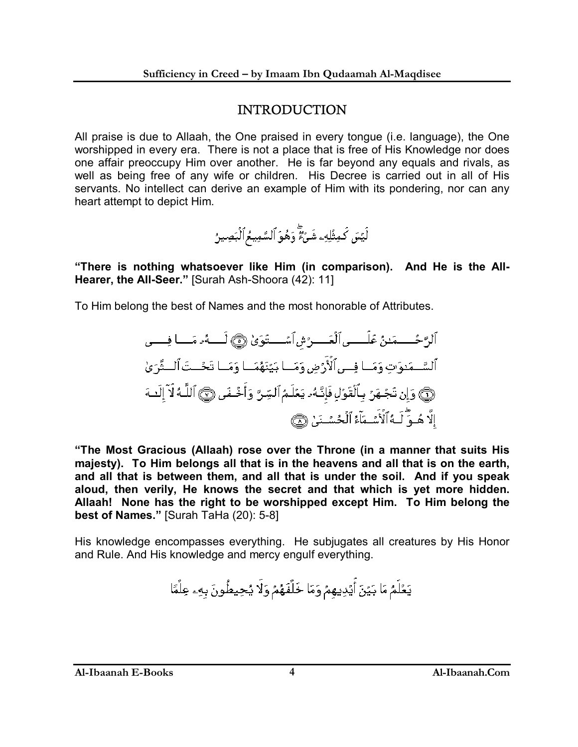# INTRODUCTION

All praise is due to Allaah, the One praised in every tongue (i.e. language), the One worshipped in every era. There is not a place that is free of His Knowledge nor does one affair preoccupy Him over another. He is far beyond any equals and rivals, as well as being free of any wife or children. His Decree is carried out in all of His servants. No intellect can derive an example of Him with its pondering, nor can any heart attempt to depict Him.

لَيْسَ كَمِثْلِهِۦ شَىْءٌ ۖ وَهُوَ ٱلسَّمِيعُ ٱلْبَصِيرُ

**"There is nothing whatsoever like Him (in comparison). And He is the All-Hearer, the All-Seer."** [Surah Ash-Shoora (42): 11]

To Him belong the best of Names and the most honorable of Attributes.

ٱلرَّحْمَٰنُ عَلَى ٱلْعَرْشِ ٱسْتَوَىٰ ﴿٥﴾ لَهُۥ مَا فِى ٱلسَّمَٰوَٰتِ وَمَا فِى ٱلْأَرْضِ وَمَا بَيْنَهُمَا وَمَا تَحْتَ ٱلثَّرَىٰ ﴿٦﴾ وَإِن تَجْهَرْ بِٱلْقَوْلِ فَإِنَّهُۥ يَعْلَمُ ٱلسِّرَّ وَأَخْفَى ﴿٧﴾ ٱللَّهُ لَآ إِلَٰهَ إِلَّا هُوَ ۖ لَهُ ٱلْأَسْمَآءُ ٱلْحُسْنَىٰ ﴿٨﴾

**"The Most Gracious (Allaah) rose over the Throne (in a manner that suits His majesty). To Him belongs all that is in the heavens and all that is on the earth, and all that is between them, and all that is under the soil. And if you speak aloud, then verily, He knows the secret and that which is yet more hidden. Allaah! None has the right to be worshipped except Him. To Him belong the best of Names."** [Surah TaHa (20): 5-8]

His knowledge encompasses everything. He subjugates all creatures by His Honor and Rule. And His knowledge and mercy engulf everything.

يَعْلَمُ مَا بَيْنَ أَيْدِيهِمْ وَمَا خَلْفَهُمْ وَلَا يُحِيطُونَ بِهِۦ عِلْمًا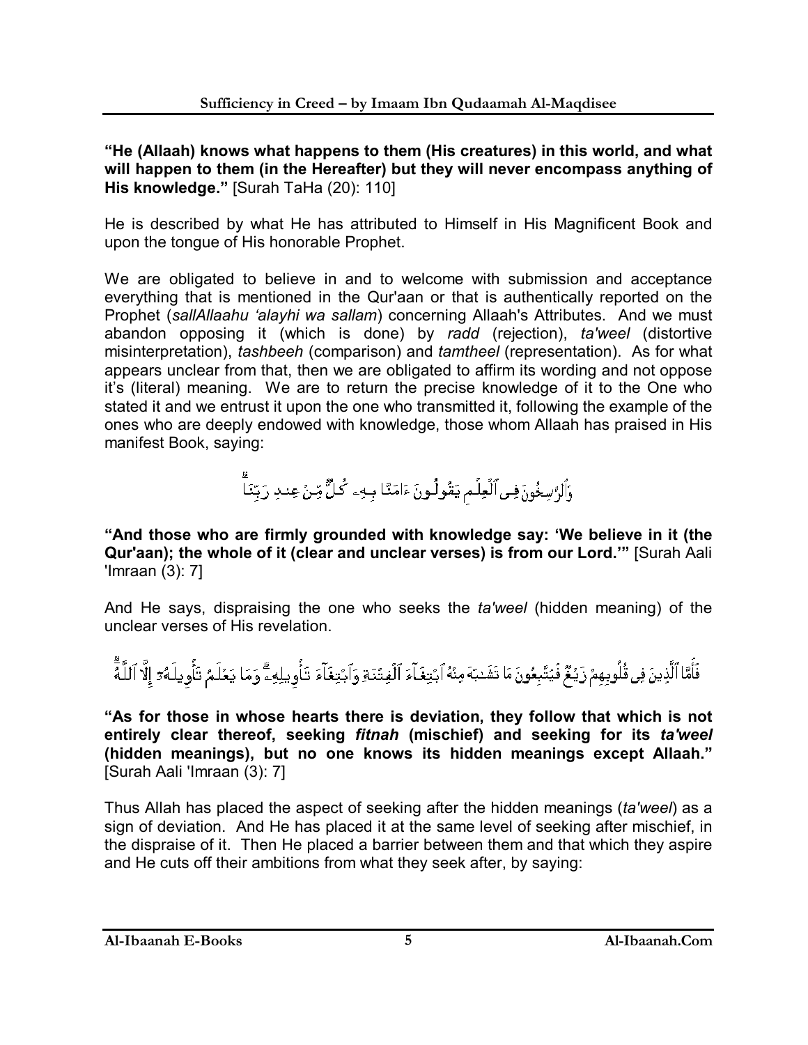**"He (Allaah) knows what happens to them (His creatures) in this world, and what will happen to them (in the Hereafter) but they will never encompass anything of His knowledge."** [Surah TaHa (20): 110]

He is described by what He has attributed to Himself in His Magnificent Book and upon the tongue of His honorable Prophet.

We are obligated to believe in and to welcome with submission and acceptance everything that is mentioned in the Qur'aan or that is authentically reported on the Prophet (*sallAllaahu 'alayhi wa sallam*) concerning Allaah's Attributes. And we must abandon opposing it (which is done) by *radd* (rejection), *ta'weel* (distortive misinterpretation), *tashbeeh* (comparison) and *tamtheel* (representation). As for what appears unclear from that, then we are obligated to affirm its wording and not oppose it's (literal) meaning. We are to return the precise knowledge of it to the One who stated it and we entrust it upon the one who transmitted it, following the example of the ones who are deeply endowed with knowledge, those whom Allaah has praised in His manifest Book, saying:

وَٱلرَّٰسِخُونَ فِى ٱلْعِلْمِ يَقُولُونَ ءَامَنَّا بِهِۦ كُلٌّ مِّنْ عِندِ رَبِّنَا

**"And those who are firmly grounded with knowledge say: 'We believe in it (the Qur'aan); the whole of it (clear and unclear verses) is from our Lord.'"** [Surah Aali 'Imraan (3): 7]

And He says, dispraising the one who seeks the *ta'weel* (hidden meaning) of the unclear verses of His revelation.

فَأَمَّا ٱلَّذِينَ فِى قُلُوبِهِمْ زَيْغٌ فَيَتَّبِعُونَ مَا تَشَٰبَهَ مِنْهُ ٱبْتِغَآءَ ٱلْفِتْنَةِ وَٱبْتِغَآءَ تَأْوِيلِهِۦ ۗ وَمَا يَعْلَمُ تَأْوِيلَهُۥٓ إِلَّا ٱللَّهُ

**"As for those in whose hearts there is deviation, they follow that which is not entirely clear thereof, seeking *fitnah* (mischief) and seeking for its *ta'weel* (hidden meanings), but no one knows its hidden meanings except Allaah."** [Surah Aali 'Imraan (3): 7]

Thus Allah has placed the aspect of seeking after the hidden meanings (*ta'weel*) as a sign of deviation. And He has placed it at the same level of seeking after mischief, in the dispraise of it. Then He placed a barrier between them and that which they aspire and He cuts off their ambitions from what they seek after, by saying: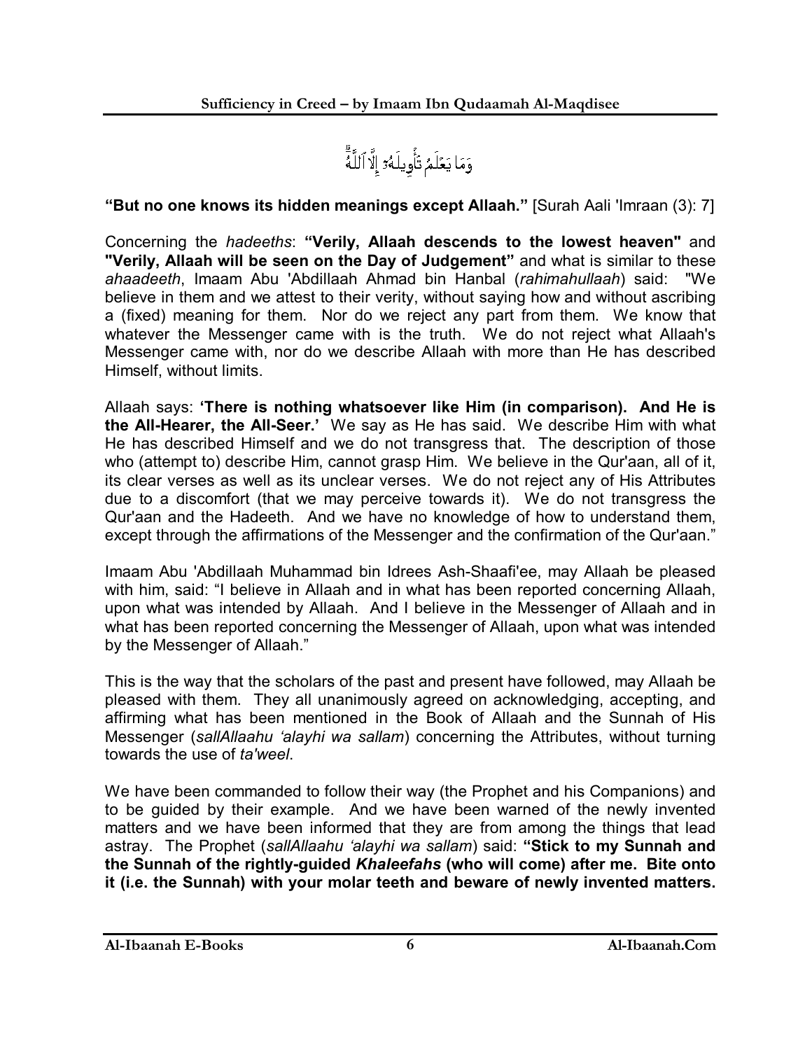وَمَا يَعْلَمُ تَأْوِيلَهُۥٓ إِلَّا ٱللَّهُ

**"But no one knows its hidden meanings except Allaah."** [Surah Aali 'Imraan (3): 7]

Concerning the *hadeeths*: **"Verily, Allaah descends to the lowest heaven"** and **"Verily, Allaah will be seen on the Day of Judgement"** and what is similar to these *ahaadeeth*, Imaam Abu 'Abdillaah Ahmad bin Hanbal (*rahimahullaah*) said: "We believe in them and we attest to their verity, without saying how and without ascribing a (fixed) meaning for them. Nor do we reject any part from them. We know that whatever the Messenger came with is the truth. We do not reject what Allaah's Messenger came with, nor do we describe Allaah with more than He has described Himself, without limits.

Allaah says: **'There is nothing whatsoever like Him (in comparison). And He is the All-Hearer, the All-Seer.'** We say as He has said. We describe Him with what He has described Himself and we do not transgress that. The description of those who (attempt to) describe Him, cannot grasp Him. We believe in the Qur'aan, all of it, its clear verses as well as its unclear verses. We do not reject any of His Attributes due to a discomfort (that we may perceive towards it). We do not transgress the Qur'aan and the Hadeeth. And we have no knowledge of how to understand them, except through the affirmations of the Messenger and the confirmation of the Qur'aan."

Imaam Abu 'Abdillaah Muhammad bin Idrees Ash-Shaafi'ee, may Allaah be pleased with him, said: "I believe in Allaah and in what has been reported concerning Allaah, upon what was intended by Allaah. And I believe in the Messenger of Allaah and in what has been reported concerning the Messenger of Allaah, upon what was intended by the Messenger of Allaah."

This is the way that the scholars of the past and present have followed, may Allaah be pleased with them. They all unanimously agreed on acknowledging, accepting, and affirming what has been mentioned in the Book of Allaah and the Sunnah of His Messenger (*sallAllaahu 'alayhi wa sallam*) concerning the Attributes, without turning towards the use of *ta'weel*.

We have been commanded to follow their way (the Prophet and his Companions) and to be guided by their example. And we have been warned of the newly invented matters and we have been informed that they are from among the things that lead astray. The Prophet (*sallAllaahu 'alayhi wa sallam*) said: **"Stick to my Sunnah and the Sunnah of the rightly-guided *Khaleefahs* (who will come) after me. Bite onto it (i.e. the Sunnah) with your molar teeth and beware of newly invented matters.**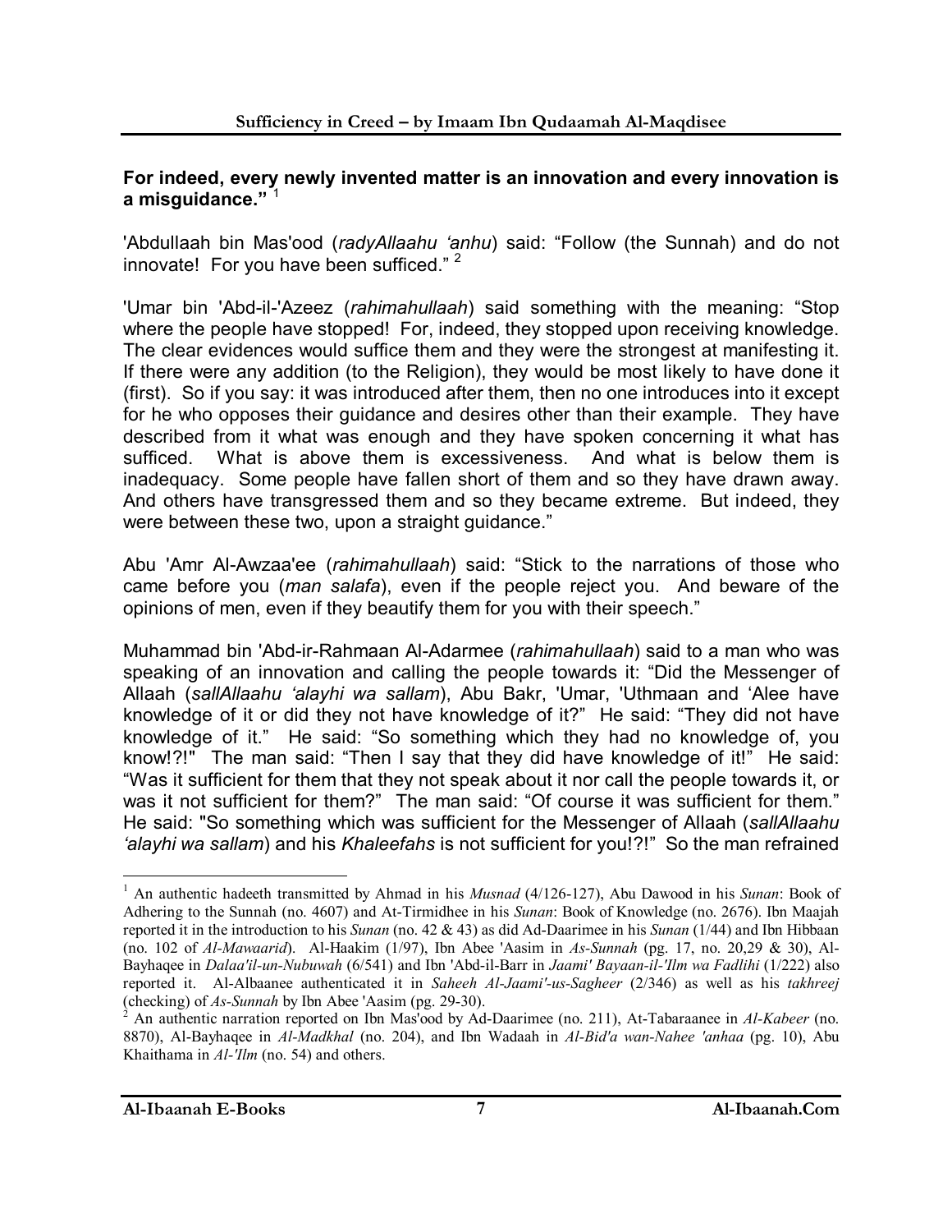**For indeed, every newly invented matter is an innovation and every innovation is a misguidance."** [1]

'Abdullaah bin Mas'ood (*radyAllaahu 'anhu*) said: "Follow (the Sunnah) and do not innovate! For you have been sufficed." [2]

'Umar bin 'Abd-il-'Azeez (*rahimahullaah*) said something with the meaning: "Stop where the people have stopped! For, indeed, they stopped upon receiving knowledge. The clear evidences would suffice them and they were the strongest at manifesting it. If there were any addition (to the Religion), they would be most likely to have done it (first). So if you say: it was introduced after them, then no one introduces into it except for he who opposes their guidance and desires other than their example. They have described from it what was enough and they have spoken concerning it what has sufficed. What is above them is excessiveness. And what is below them is inadequacy. Some people have fallen short of them and so they have drawn away. And others have transgressed them and so they became extreme. But indeed, they were between these two, upon a straight guidance."

Abu 'Amr Al-Awzaa'ee (*rahimahullaah*) said: "Stick to the narrations of those who came before you (*man salafa*), even if the people reject you. And beware of the opinions of men, even if they beautify them for you with their speech."

Muhammad bin 'Abd-ir-Rahmaan Al-Adarmee (*rahimahullaah*) said to a man who was speaking of an innovation and calling the people towards it: "Did the Messenger of Allaah (*sallAllaahu 'alayhi wa sallam*), Abu Bakr, 'Umar, 'Uthmaan and 'Alee have knowledge of it or did they not have knowledge of it?" He said: "They did not have knowledge of it." He said: "So something which they had no knowledge of, you know!?!" The man said: "Then I say that they did have knowledge of it!" He said: "Was it sufficient for them that they not speak about it nor call the people towards it, or was it not sufficient for them?" The man said: "Of course it was sufficient for them." He said: "So something which was sufficient for the Messenger of Allaah (*sallAllaahu 'alayhi wa sallam*) and his *Khaleefahs* is not sufficient for you!?!" So the man refrained

---

[1] An authentic hadeeth transmitted by Ahmad in his *Musnad* (4/126-127), Abu Dawood in his *Sunan*: Book of Adhering to the Sunnah (no. 4607) and At-Tirmidhee in his *Sunan*: Book of Knowledge (no. 2676). Ibn Maajah reported it in the introduction to his *Sunan* (no. 42 & 43) as did Ad-Daarimee in his *Sunan* (1/44) and Ibn Hibbaan (no. 102 of *Al-Mawaarid*). Al-Haakim (1/97), Ibn Abee 'Aasim in *As-Sunnah* (pg. 17, no. 20,29 & 30), Al-Bayhaqee in *Dalaa'il-un-Nubuwah* (6/541) and Ibn 'Abd-il-Barr in *Jaami' Bayaan-il-'Ilm wa Fadlihi* (1/222) also reported it. Al-Albaanee authenticated it in *Saheeh Al-Jaami'-us-Sagheer* (2/346) as well as his *takhreej* (checking) of *As-Sunnah* by Ibn Abee 'Aasim (pg. 29-30).

[2] An authentic narration reported on Ibn Mas'ood by Ad-Daarimee (no. 211), At-Tabaraanee in *Al-Kabeer* (no. 8870), Al-Bayhaqee in *Al-Madkhal* (no. 204), and Ibn Wadaah in *Al-Bid'a wan-Nahee 'anhaa* (pg. 10), Abu Khaithama in *Al-'Ilm* (no. 54) and others.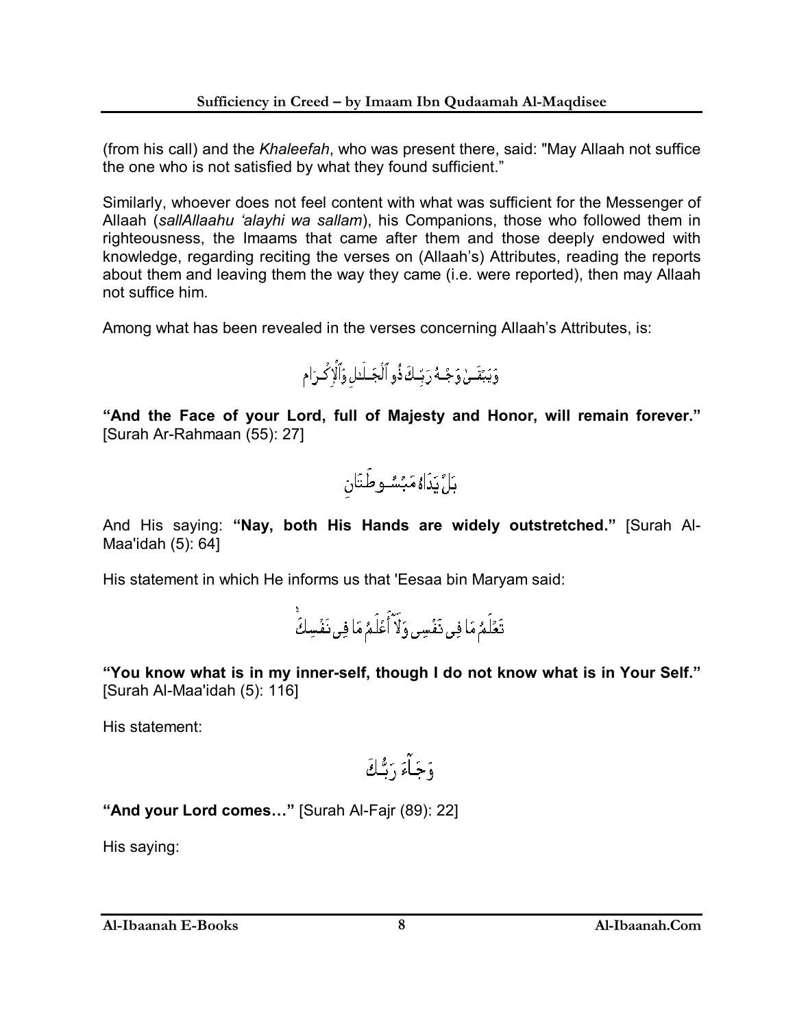(from his call) and the *Khaleefah*, who was present there, said: "May Allaah not suffice the one who is not satisfied by what they found sufficient."

Similarly, whoever does not feel content with what was sufficient for the Messenger of Allaah (*sallAllaahu 'alayhi wa sallam*), his Companions, those who followed them in righteousness, the Imaams that came after them and those deeply endowed with knowledge, regarding reciting the verses on (Allaah's) Attributes, reading the reports about them and leaving them the way they came (i.e. were reported), then may Allaah not suffice him.

Among what has been revealed in the verses concerning Allaah's Attributes, is:

وَيَبْقَىٰ وَجْهُ رَبِّكَ ذُو الْجَلَالِ وَالْإِكْرَامِ

**"And the Face of your Lord, full of Majesty and Honor, will remain forever."** [Surah Ar-Rahmaan (55): 27]

بَلْ يَدَاهُ مَبْسُوطَتَانِ

And His saying: **"Nay, both His Hands are widely outstretched."** [Surah Al-Maa'idah (5): 64]

His statement in which He informs us that 'Eesaa bin Maryam said:

تَعْلَمُ مَا فِي نَفْسِي وَلَا أَعْلَمُ مَا فِي نَفْسِكَ

**"You know what is in my inner-self, though I do not know what is in Your Self."** [Surah Al-Maa'idah (5): 116]

His statement:

وَجَاءَ رَبُّكَ

**"And your Lord comes…"** [Surah Al-Fajr (89): 22]

His saying: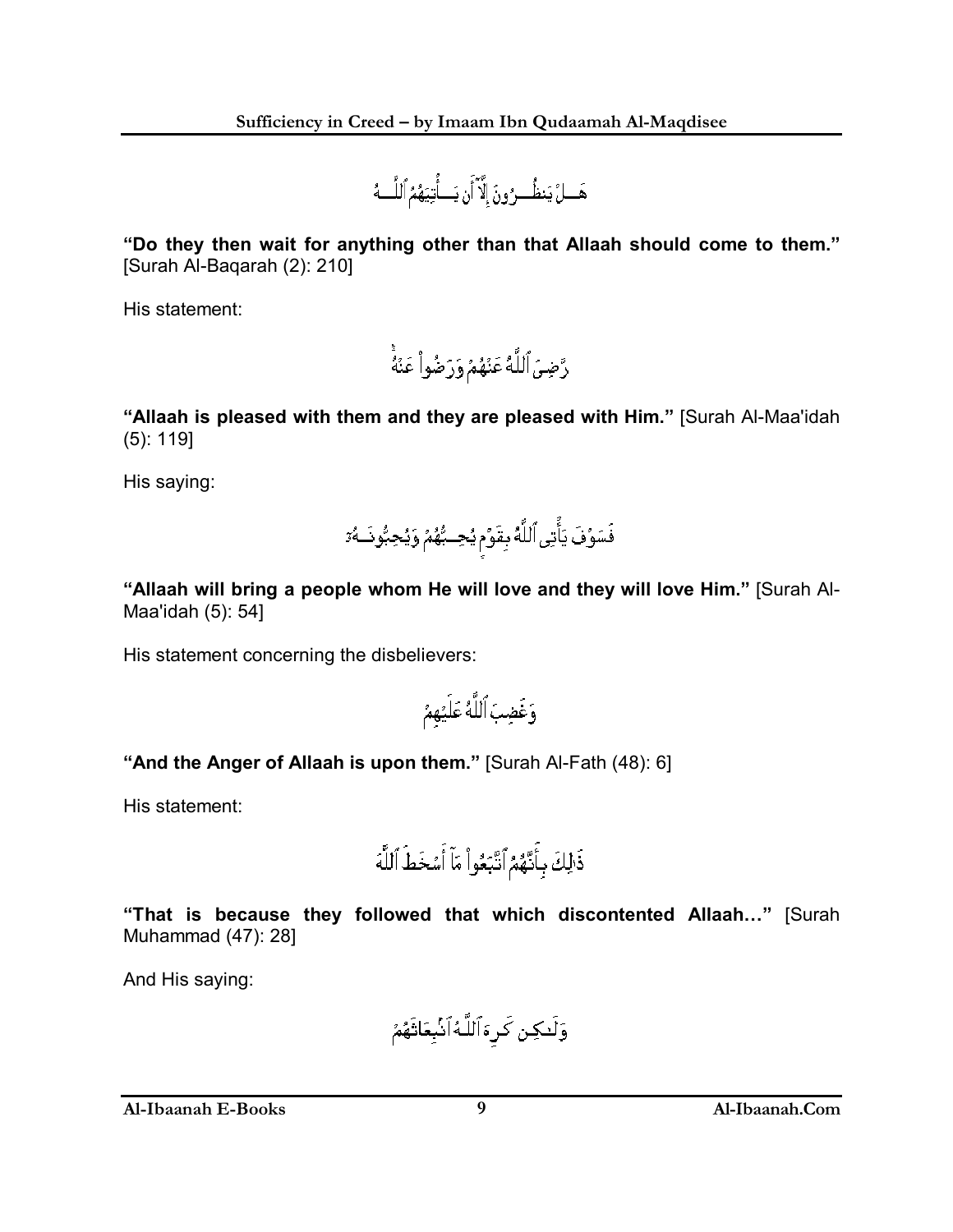هَلْ يَنظُرُونَ إِلَّآ أَن يَأْتِيَهُمُ ٱللَّهُ

**"Do they then wait for anything other than that Allaah should come to them."** [Surah Al-Baqarah (2): 210]

His statement:

رَّضِيَ ٱللَّهُ عَنْهُمْ وَرَضُوا۟ عَنْهُ

**"Allaah is pleased with them and they are pleased with Him."** [Surah Al-Maa'idah (5): 119]

His saying:

فَسَوْفَ يَأْتِى ٱللَّهُ بِقَوْمٍ يُحِبُّهُمْ وَيُحِبُّونَهُۥٓ

**"Allaah will bring a people whom He will love and they will love Him."** [Surah Al-Maa'idah (5): 54]

His statement concerning the disbelievers:

وَغَضِبَ ٱللَّهُ عَلَيْهِمْ

**"And the Anger of Allaah is upon them."** [Surah Al-Fath (48): 6]

His statement:

ذَٰلِكَ بِأَنَّهُمُ ٱتَّبَعُوا۟ مَآ أَسْخَطَ ٱللَّهَ

**"That is because they followed that which discontented Allaah…"** [Surah Muhammad (47): 28]

And His saying:

وَلَٰكِن كَرِهَ ٱللَّهُ ٱنۢبِعَاثَهُمْ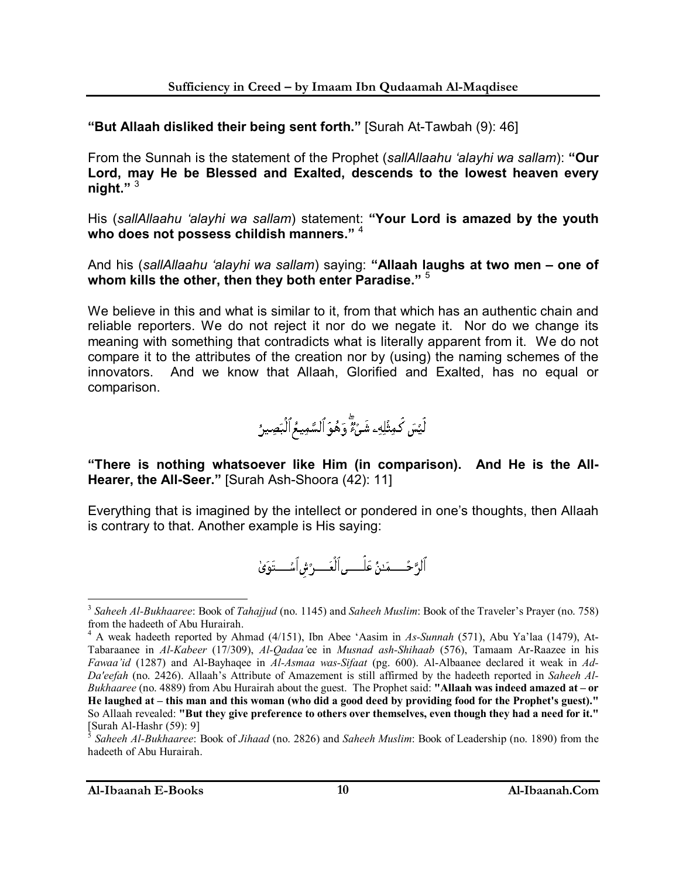**"But Allaah disliked their being sent forth."** [Surah At-Tawbah (9): 46]

From the Sunnah is the statement of the Prophet (*sallAllaahu 'alayhi wa sallam*): **"Our Lord, may He be Blessed and Exalted, descends to the lowest heaven every night."** [3]

His (*sallAllaahu 'alayhi wa sallam*) statement: **"Your Lord is amazed by the youth who does not possess childish manners."** [4]

And his (*sallAllaahu 'alayhi wa sallam*) saying: **"Allaah laughs at two men – one of whom kills the other, then they both enter Paradise."** [5]

We believe in this and what is similar to it, from that which has an authentic chain and reliable reporters. We do not reject it nor do we negate it. Nor do we change its meaning with something that contradicts what is literally apparent from it. We do not compare it to the attributes of the creation nor by (using) the naming schemes of the innovators. And we know that Allaah, Glorified and Exalted, has no equal or comparison.

لَيْسَ كَمِثْلِهِۦ شَىْءٌ ۖ وَهُوَ ٱلسَّمِيعُ ٱلْبَصِيرُ

**"There is nothing whatsoever like Him (in comparison). And He is the All-Hearer, the All-Seer."** [Surah Ash-Shoora (42): 11]

Everything that is imagined by the intellect or pondered in one's thoughts, then Allaah is contrary to that. Another example is His saying:

ٱلرَّحْمَـٰنُ عَلَى ٱلْعَرْشِ ٱسْتَوَىٰ

---

[3] *Saheeh Al-Bukhaaree*: Book of *Tahajjud* (no. 1145) and *Saheeh Muslim*: Book of the Traveler's Prayer (no. 758) from the hadeeth of Abu Hurairah.

[4] A weak hadeeth reported by Ahmad (4/151), Ibn Abee 'Aasim in *As-Sunnah* (571), Abu Ya'laa (1479), At-Tabaraanee in *Al-Kabeer* (17/309), *Al-Qadaa'*ee in *Musnad ash-Shihaab* (576), Tamaam Ar-Raazee in his *Fawaa'id* (1287) and Al-Bayhaqee in *Al-Asmaa was-Sifaat* (pg. 600). Al-Albaanee declared it weak in *Ad-Da'eefah* (no. 2426). Allaah's Attribute of Amazement is still affirmed by the hadeeth reported in *Saheeh Al-Bukhaaree* (no. 4889) from Abu Hurairah about the guest. The Prophet said: **"Allaah was indeed amazed at – or He laughed at – this man and this woman (who did a good deed by providing food for the Prophet's guest)."** So Allaah revealed: **"But they give preference to others over themselves, even though they had a need for it."** [Surah Al-Hashr (59): 9]

[5] *Saheeh Al-Bukhaaree*: Book of *Jihaad* (no. 2826) and *Saheeh Muslim*: Book of Leadership (no. 1890) from the hadeeth of Abu Hurairah.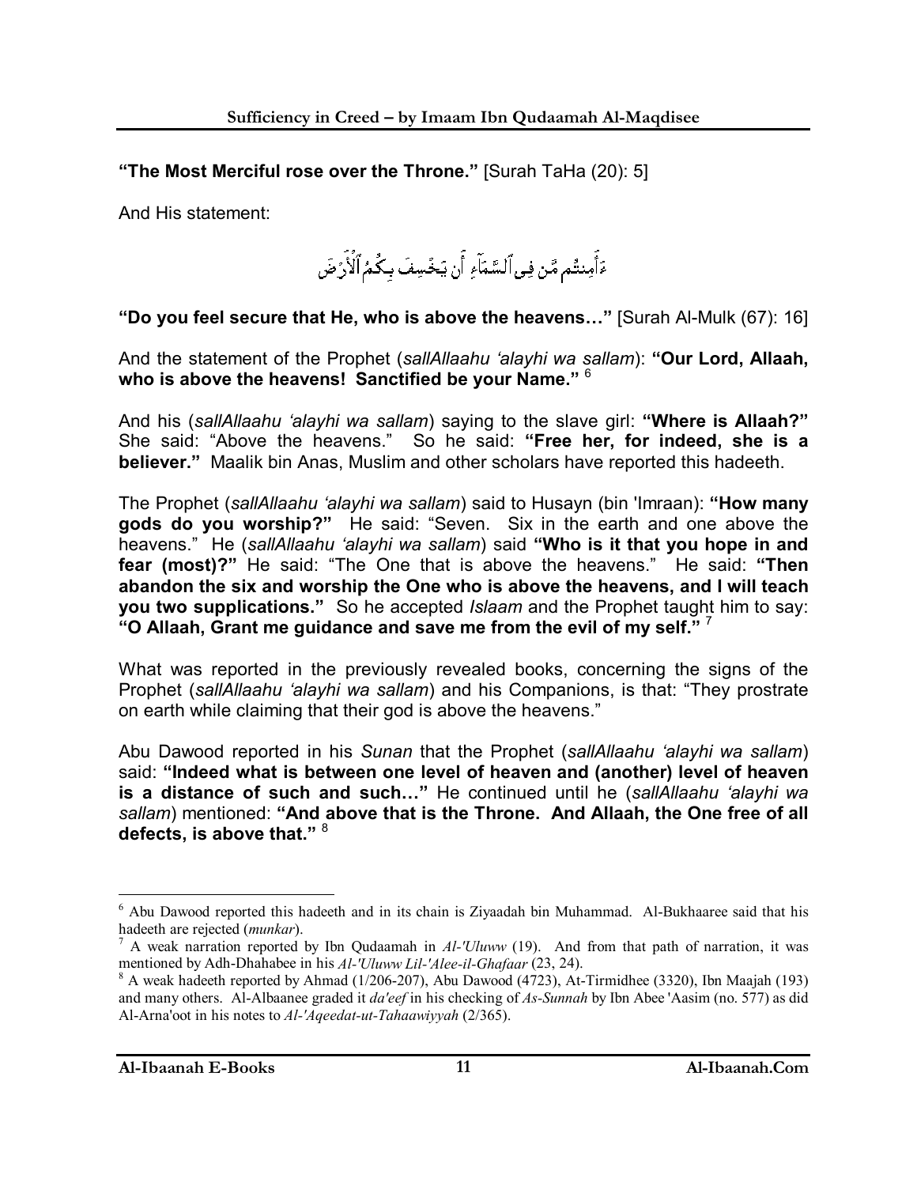**"The Most Merciful rose over the Throne."** [Surah TaHa (20): 5]

And His statement:

ءَأَمِنتُم مَّن فِى ٱلسَّمَآءِ أَن يَخۡسِفَ بِكُمُ ٱلۡأَرۡضَ

**"Do you feel secure that He, who is above the heavens…"** [Surah Al-Mulk (67): 16]

And the statement of the Prophet (*sallAllaahu 'alayhi wa sallam*): **"Our Lord, Allaah, who is above the heavens! Sanctified be your Name."** [6]

And his (*sallAllaahu 'alayhi wa sallam*) saying to the slave girl: **"Where is Allaah?"** She said: "Above the heavens." So he said: **"Free her, for indeed, she is a believer."** Maalik bin Anas, Muslim and other scholars have reported this hadeeth.

The Prophet (*sallAllaahu 'alayhi wa sallam*) said to Husayn (bin 'Imraan): **"How many gods do you worship?"** He said: "Seven. Six in the earth and one above the heavens." He (*sallAllaahu 'alayhi wa sallam*) said **"Who is it that you hope in and fear (most)?"** He said: "The One that is above the heavens." He said: **"Then abandon the six and worship the One who is above the heavens, and I will teach you two supplications."** So he accepted *Islaam* and the Prophet taught him to say: **"O Allaah, Grant me guidance and save me from the evil of my self."** [7]

What was reported in the previously revealed books, concerning the signs of the Prophet (*sallAllaahu 'alayhi wa sallam*) and his Companions, is that: "They prostrate on earth while claiming that their god is above the heavens."

Abu Dawood reported in his *Sunan* that the Prophet (*sallAllaahu 'alayhi wa sallam*) said: **"Indeed what is between one level of heaven and (another) level of heaven is a distance of such and such…"** He continued until he (*sallAllaahu 'alayhi wa sallam*) mentioned: **"And above that is the Throne. And Allaah, the One free of all defects, is above that."** [8]

---

[6] Abu Dawood reported this hadeeth and in its chain is Ziyaadah bin Muhammad. Al-Bukhaaree said that his hadeeth are rejected (*munkar*).

[7] A weak narration reported by Ibn Qudaamah in *Al-'Uluww* (19). And from that path of narration, it was mentioned by Adh-Dhahabee in his *Al-'Uluww Lil-'Alee-il-Ghafaar* (23, 24).

[8] A weak hadeeth reported by Ahmad (1/206-207), Abu Dawood (4723), At-Tirmidhee (3320), Ibn Maajah (193) and many others. Al-Albaanee graded it *da'eef* in his checking of *As-Sunnah* by Ibn Abee 'Aasim (no. 577) as did Al-Arna'oot in his notes to *Al-'Aqeedat-ut-Tahaawiyyah* (2/365).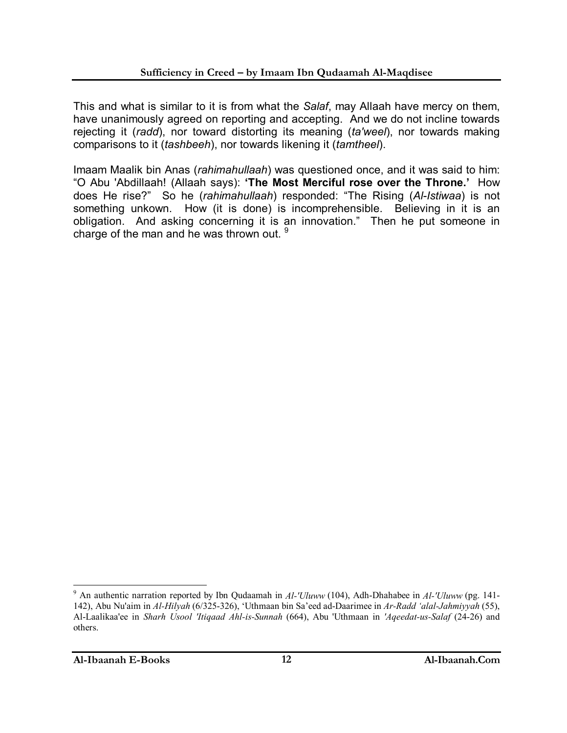This and what is similar to it is from what the *Salaf*, may Allaah have mercy on them, have unanimously agreed on reporting and accepting. And we do not incline towards rejecting it (*radd*), nor toward distorting its meaning (*ta'weel*), nor towards making comparisons to it (*tashbeeh*), nor towards likening it (*tamtheel*).

Imaam Maalik bin Anas (*rahimahullaah*) was questioned once, and it was said to him: "O Abu 'Abdillaah! (Allaah says): **'The Most Merciful rose over the Throne.'** How does He rise?" So he (*rahimahullaah*) responded: "The Rising (*Al-Istiwaa*) is not something unkown. How (it is done) is incomprehensible. Believing in it is an obligation. And asking concerning it is an innovation." Then he put someone in charge of the man and he was thrown out. [9]

---

[9] An authentic narration reported by Ibn Qudaamah in *Al-'Uluww* (104), Adh-Dhahabee in *Al-'Uluww* (pg. 141-142), Abu Nu'aim in *Al-Hilyah* (6/325-326), 'Uthmaan bin Sa'eed ad-Daarimee in *Ar-Radd 'alal-Jahmiyyah* (55), Al-Laalikaa'ee in *Sharh Usool 'Itiqaad Ahl-is-Sunnah* (664), Abu 'Uthmaan in *'Aqeedat-us-Salaf* (24-26) and others.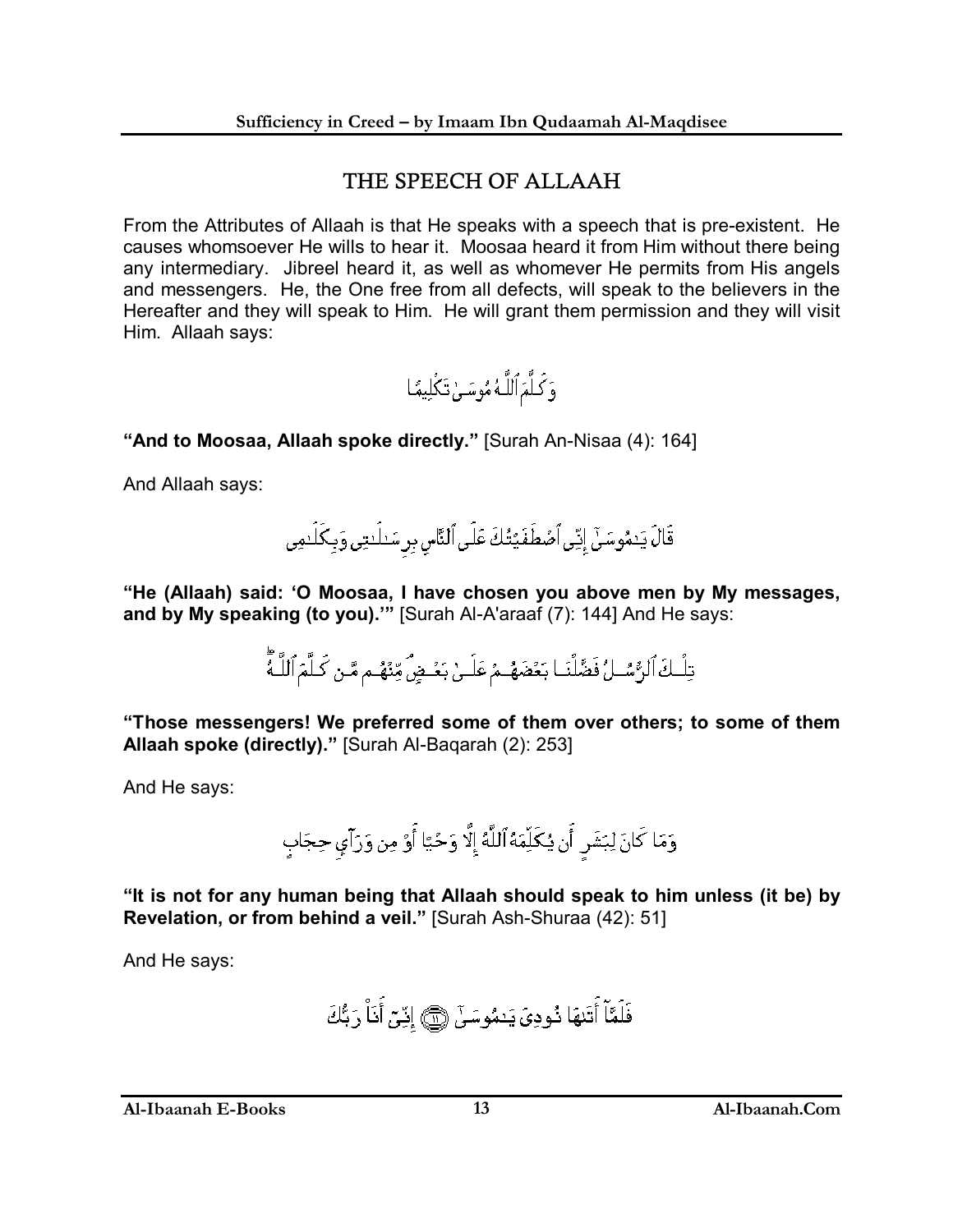# THE SPEECH OF ALLAAH

From the Attributes of Allaah is that He speaks with a speech that is pre-existent. He causes whomsoever He wills to hear it. Moosaa heard it from Him without there being any intermediary. Jibreel heard it, as well as whomever He permits from His angels and messengers. He, the One free from all defects, will speak to the believers in the Hereafter and they will speak to Him. He will grant them permission and they will visit Him. Allaah says:

وَكَلَّمَ ٱللَّهُ مُوسَىٰ تَكۡلِيمًا

**"And to Moosaa, Allaah spoke directly."** [Surah An-Nisaa (4): 164]

And Allaah says:

قَالَ يَـٰمُوسَىٰٓ إِنِّى ٱصۡطَفَيۡتُكَ عَلَى ٱلنَّاسِ بِرِسَـٰلَـٰتِى وَبِكَلَـٰمِى

**"He (Allaah) said: 'O Moosaa, I have chosen you above men by My messages, and by My speaking (to you).'"** [Surah Al-A'araaf (7): 144] And He says:

تِلۡكَ ٱلرُّسُلُ فَضَّلۡنَا بَعۡضَهُمۡ عَلَىٰ بَعۡضٍ مِّنۡهُم مَّن كَلَّمَ ٱللَّهُ

**"Those messengers! We preferred some of them over others; to some of them Allaah spoke (directly)."** [Surah Al-Baqarah (2): 253]

And He says:

وَمَا كَانَ لِبَشَرٍ أَن يُكَلِّمَهُ ٱللَّهُ إِلَّا وَحۡيًا أَوۡ مِن وَرَآيِٕ حِجَابٍ

**"It is not for any human being that Allaah should speak to him unless (it be) by Revelation, or from behind a veil."** [Surah Ash-Shuraa (42): 51]

And He says:

فَلَمَّآ أَتَـٰهَا نُودِىَ يَـٰمُوسَىٰٓ ﴿١١﴾ إِنِّىٓ أَنَا۠ رَبُّكَ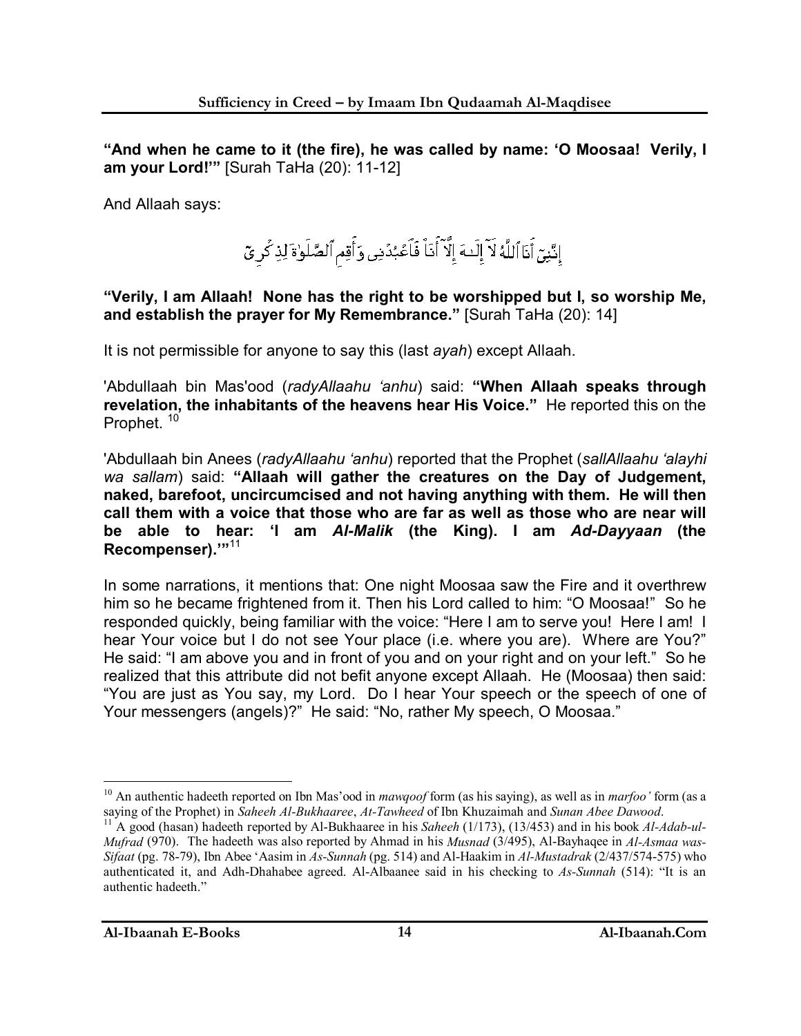**"And when he came to it (the fire), he was called by name: 'O Moosaa! Verily, I am your Lord!'"** [Surah TaHa (20): 11-12]

And Allaah says:

إِنَّنِيٓ أَنَا ٱللَّهُ لَآ إِلَـٰهَ إِلَّآ أَنَا۠ فَٱعْبُدْنِى وَأَقِمِ ٱلصَّلَوٰةَ لِذِكْرِىٓ

**"Verily, I am Allaah! None has the right to be worshipped but I, so worship Me, and establish the prayer for My Remembrance."** [Surah TaHa (20): 14]

It is not permissible for anyone to say this (last *ayah*) except Allaah.

'Abdullaah bin Mas'ood (*radyAllaahu 'anhu*) said: **"When Allaah speaks through revelation, the inhabitants of the heavens hear His Voice."** He reported this on the Prophet. [10]

'Abdullaah bin Anees (*radyAllaahu 'anhu*) reported that the Prophet (*sallAllaahu 'alayhi wa sallam*) said: **"Allaah will gather the creatures on the Day of Judgement, naked, barefoot, uncircumcised and not having anything with them. He will then call them with a voice that those who are far as well as those who are near will be able to hear: 'I am *Al-Malik* (the King). I am *Ad-Dayyaan* (the Recompenser).'"**[11]

In some narrations, it mentions that: One night Moosaa saw the Fire and it overthrew him so he became frightened from it. Then his Lord called to him: "O Moosaa!" So he responded quickly, being familiar with the voice: "Here I am to serve you! Here I am! I hear Your voice but I do not see Your place (i.e. where you are). Where are You?" He said: "I am above you and in front of you and on your right and on your left." So he realized that this attribute did not befit anyone except Allaah. He (Moosaa) then said: "You are just as You say, my Lord. Do I hear Your speech or the speech of one of Your messengers (angels)?" He said: "No, rather My speech, O Moosaa."

---

[10] An authentic hadeeth reported on Ibn Mas'ood in *mawqoof* form (as his saying), as well as in *marfoo'* form (as a saying of the Prophet) in *Saheeh Al-Bukhaaree*, *At-Tawheed* of Ibn Khuzaimah and *Sunan Abee Dawood*.

[11] A good (hasan) hadeeth reported by Al-Bukhaaree in his *Saheeh* (1/173), (13/453) and in his book *Al-Adab-ul-Mufrad* (970). The hadeeth was also reported by Ahmad in his *Musnad* (3/495), Al-Bayhaqee in *Al-Asmaa was-Sifaat* (pg. 78-79), Ibn Abee 'Aasim in *As-Sunnah* (pg. 514) and Al-Haakim in *Al-Mustadrak* (2/437/574-575) who authenticated it, and Adh-Dhahabee agreed. Al-Albaanee said in his checking to *As-Sunnah* (514): "It is an authentic hadeeth."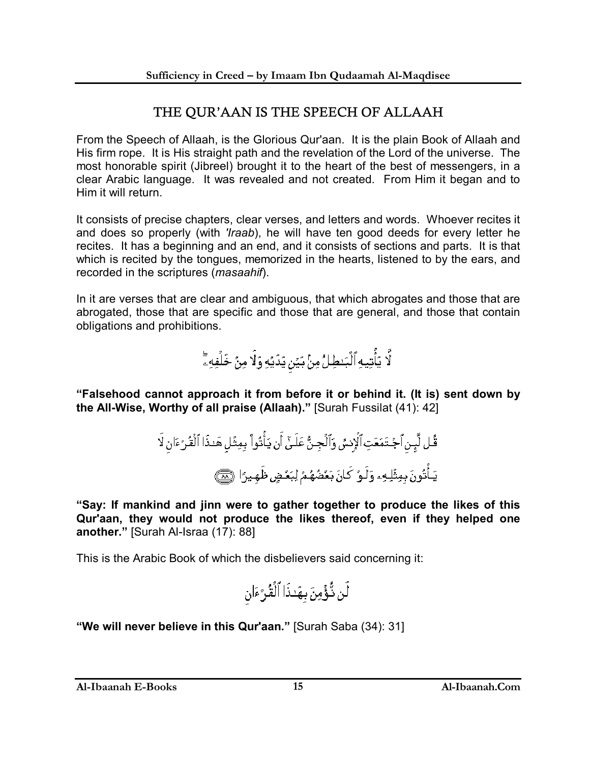# THE QUR'AAN IS THE SPEECH OF ALLAAH

From the Speech of Allaah, is the Glorious Qur'aan. It is the plain Book of Allaah and His firm rope. It is His straight path and the revelation of the Lord of the universe. The most honorable spirit (Jibreel) brought it to the heart of the best of messengers, in a clear Arabic language. It was revealed and not created. From Him it began and to Him it will return.

It consists of precise chapters, clear verses, and letters and words. Whoever recites it and does so properly (with *'Iraab*), he will have ten good deeds for every letter he recites. It has a beginning and an end, and it consists of sections and parts. It is that which is recited by the tongues, memorized in the hearts, listened to by the ears, and recorded in the scriptures (*masaahif*).

In it are verses that are clear and ambiguous, that which abrogates and those that are abrogated, those that are specific and those that are general, and those that contain obligations and prohibitions.

لَّا يَأْتِيهِ ٱلْبَٰطِلُ مِنۢ بَيْنِ يَدَيْهِ وَلَا مِنْ خَلْفِهِۦ

**"Falsehood cannot approach it from before it or behind it. (It is) sent down by the All-Wise, Worthy of all praise (Allaah)."** [Surah Fussilat (41): 42]

قُل لَّئِنِ ٱجْتَمَعَتِ ٱلْإِنسُ وَٱلْجِنُّ عَلَىٰٓ أَن يَأْتُوا۟ بِمِثْلِ هَٰذَا ٱلْقُرْءَانِ لَا يَأْتُونَ بِمِثْلِهِۦ وَلَوْ كَانَ بَعْضُهُمْ لِبَعْضٍ ظَهِيرًا ﴿٨٨﴾

**"Say: If mankind and jinn were to gather together to produce the likes of this Qur'aan, they would not produce the likes thereof, even if they helped one another."** [Surah Al-Israa (17): 88]

This is the Arabic Book of which the disbelievers said concerning it:

لَن نُّؤْمِنَ بِهَٰذَا ٱلْقُرْءَانِ

**"We will never believe in this Qur'aan."** [Surah Saba (34): 31]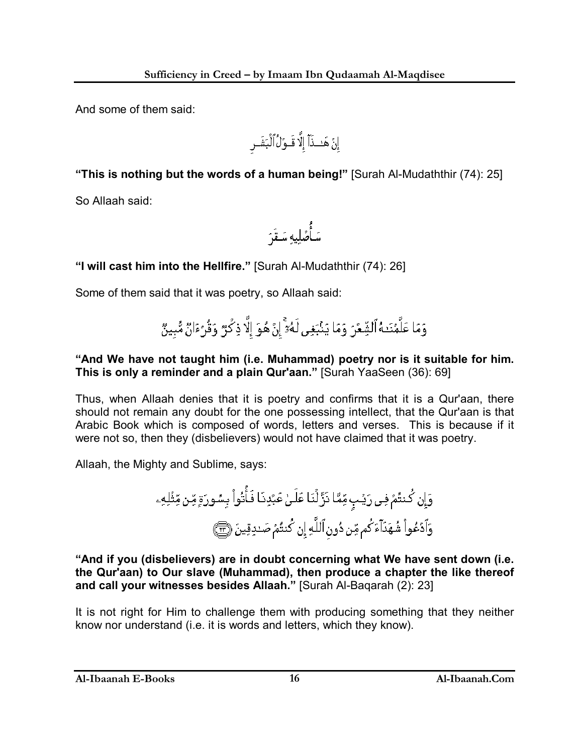And some of them said:

إِنْ هَٰذَآ إِلَّا قَوْلُ ٱلْبَشَرِ

**"This is nothing but the words of a human being!"** [Surah Al-Mudaththir (74): 25]

So Allaah said:

سَأُصْلِيهِ سَقَرَ

**"I will cast him into the Hellfire."** [Surah Al-Mudaththir (74): 26]

Some of them said that it was poetry, so Allaah said:

وَمَا عَلَّمْنَٰهُ ٱلشِّعْرَ وَمَا يَنۢبَغِى لَهُۥٓ ۚ إِنْ هُوَ إِلَّا ذِكْرٌ وَقُرْءَانٌ مُّبِينٌ

**"And We have not taught him (i.e. Muhammad) poetry nor is it suitable for him. This is only a reminder and a plain Qur'aan."** [Surah YaaSeen (36): 69]

Thus, when Allaah denies that it is poetry and confirms that it is a Qur'aan, there should not remain any doubt for the one possessing intellect, that the Qur'aan is that Arabic Book which is composed of words, letters and verses. This is because if it were not so, then they (disbelievers) would not have claimed that it was poetry.

Allaah, the Mighty and Sublime, says:

وَإِن كُنتُمْ فِى رَيْبٍ مِّمَّا نَزَّلْنَا عَلَىٰ عَبْدِنَا فَأْتُوا۟ بِسُورَةٍ مِّن مِّثْلِهِۦ وَٱدْعُوا۟ شُهَدَآءَكُم مِّن دُونِ ٱللَّهِ إِن كُنتُمْ صَٰدِقِينَ ﴿٢٣﴾

**"And if you (disbelievers) are in doubt concerning what We have sent down (i.e. the Qur'aan) to Our slave (Muhammad), then produce a chapter the like thereof and call your witnesses besides Allaah."** [Surah Al-Baqarah (2): 23]

It is not right for Him to challenge them with producing something that they neither know nor understand (i.e. it is words and letters, which they know).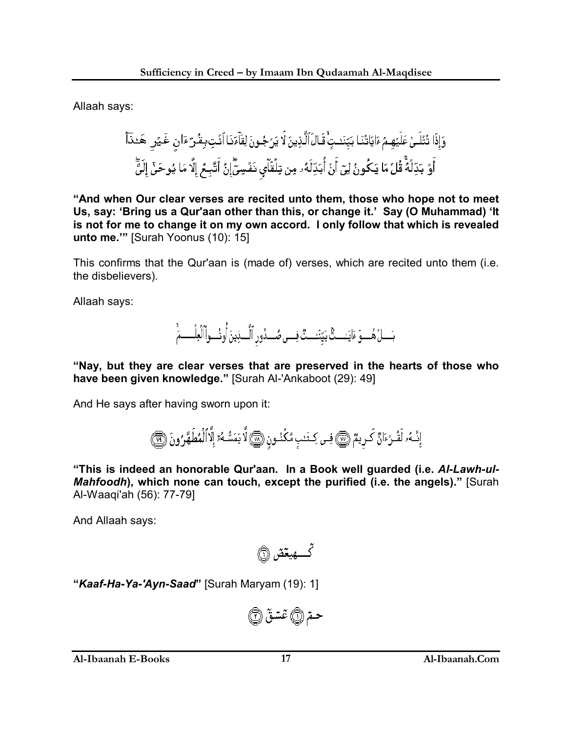Allaah says:

وَإِذَا تُتْلَىٰ عَلَيْهِمْ ءَايَاتُنَا بَيِّنَٰتٍ ۙ قَالَ ٱلَّذِينَ لَا يَرْجُونَ لِقَآءَنَا ٱئْتِ بِقُرْءَانٍ غَيْرِ هَٰذَآ أَوْ بَدِّلْهُ ۚ قُلْ مَا يَكُونُ لِىٓ أَنْ أُبَدِّلَهُۥ مِن تِلْقَآئِ نَفْسِىٓ ۖ إِنْ أَتَّبِعُ إِلَّا مَا يُوحَىٰٓ إِلَىَّ

**"And when Our clear verses are recited unto them, those who hope not to meet Us, say: 'Bring us a Qur'aan other than this, or change it.' Say (O Muhammad) 'It is not for me to change it on my own accord. I only follow that which is revealed unto me.'"** [Surah Yoonus (10): 15]

This confirms that the Qur'aan is (made of) verses, which are recited unto them (i.e. the disbelievers).

Allaah says:

بَلْ هُوَ ءَايَٰتٌۢ بَيِّنَٰتٌ فِى صُدُورِ ٱلَّذِينَ أُوتُوا۟ ٱلْعِلْمَ ۚ

**"Nay, but they are clear verses that are preserved in the hearts of those who have been given knowledge."** [Surah Al-'Ankaboot (29): 49]

And He says after having sworn upon it:

إِنَّهُۥ لَقُرْءَانٌ كَرِيمٌ ﴿٧٧﴾ فِى كِتَٰبٍ مَّكْنُونٍ ﴿٧٨﴾ لَّا يَمَسُّهُۥٓ إِلَّا ٱلْمُطَهَّرُونَ ﴿٧٩﴾

**"This is indeed an honorable Qur'aan. In a Book well guarded (i.e. *Al-Lawh-ul-Mahfoodh*), which none can touch, except the purified (i.e. the angels)."** [Surah Al-Waaqi'ah (56): 77-79]

And Allaah says:

كٓهيعٓصٓ ﴿١﴾

**"*Kaaf-Ha-Ya-'Ayn-Saad*"** [Surah Maryam (19): 1]

حمٓ ﴿١﴾ عٓسٓقٓ ﴿٢﴾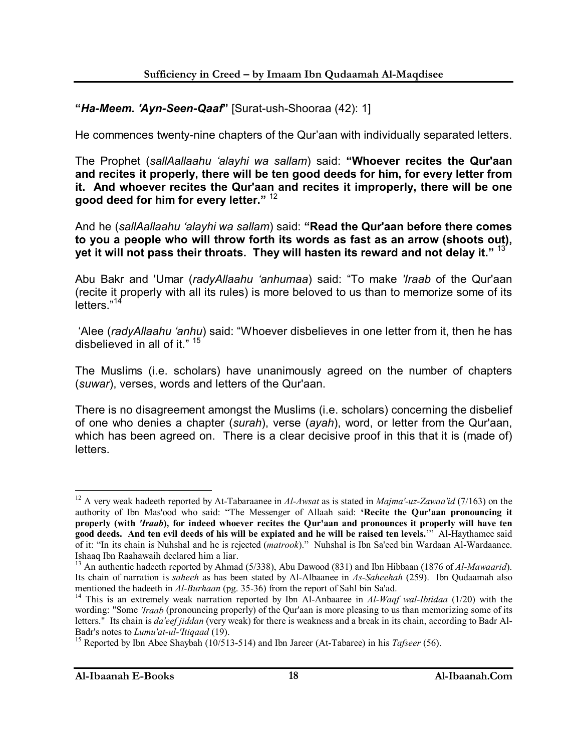**"*Ha-Meem. 'Ayn-Seen-Qaaf*"** [Surat-ush-Shooraa (42): 1]

He commences twenty-nine chapters of the Qur'aan with individually separated letters.

The Prophet (*sallAallaahu 'alayhi wa sallam*) said: **"Whoever recites the Qur'aan and recites it properly, there will be ten good deeds for him, for every letter from it. And whoever recites the Qur'aan and recites it improperly, there will be one good deed for him for every letter."** [12]

And he (*sallAallaahu 'alayhi wa sallam*) said: **"Read the Qur'aan before there comes to you a people who will throw forth its words as fast as an arrow (shoots out), yet it will not pass their throats. They will hasten its reward and not delay it."** [13]

Abu Bakr and 'Umar (*radyAllaahu 'anhumaa*) said: "To make *'Iraab* of the Qur'aan (recite it properly with all its rules) is more beloved to us than to memorize some of its letters."[14]

'Alee (*radyAllaahu 'anhu*) said: "Whoever disbelieves in one letter from it, then he has disbelieved in all of it." [15]

The Muslims (i.e. scholars) have unanimously agreed on the number of chapters (*suwar*), verses, words and letters of the Qur'aan.

There is no disagreement amongst the Muslims (i.e. scholars) concerning the disbelief of one who denies a chapter (*surah*), verse (*ayah*), word, or letter from the Qur'aan, which has been agreed on. There is a clear decisive proof in this that it is (made of) letters.

---

[12] A very weak hadeeth reported by At-Tabaraanee in *Al-Awsat* as is stated in *Majma'-uz-Zawaa'id* (7/163) on the authority of Ibn Mas'ood who said: "The Messenger of Allaah said: **'Recite the Qur'aan pronouncing it properly (with *'Iraab*), for indeed whoever recites the Qur'aan and pronounces it properly will have ten good deeds. And ten evil deeds of his will be expiated and he will be raised ten levels.'**" Al-Haythamee said of it: "In its chain is Nuhshal and he is rejected (*matrook*)." Nuhshal is Ibn Sa'eed bin Wardaan Al-Wardaanee. Ishaaq Ibn Raahawaih declared him a liar.

[13] An authentic hadeeth reported by Ahmad (5/338), Abu Dawood (831) and Ibn Hibbaan (1876 of *Al-Mawaarid*). Its chain of narration is *saheeh* as has been stated by Al-Albaanee in *As-Saheehah* (259). Ibn Qudaamah also mentioned the hadeeth in *Al-Burhaan* (pg. 35-36) from the report of Sahl bin Sa'ad.

[14] This is an extremely weak narration reported by Ibn Al-Anbaaree in *Al-Waqf wal-Ibtidaa* (1/20) with the wording: "Some *'Iraab* (pronouncing properly) of the Qur'aan is more pleasing to us than memorizing some of its letters." Its chain is *da'eef jiddan* (very weak) for there is weakness and a break in its chain, according to Badr Al-Badr's notes to *Lumu'at-ul-'Itiqaad* (19).

[15] Reported by Ibn Abee Shaybah (10/513-514) and Ibn Jareer (At-Tabaree) in his *Tafseer* (56).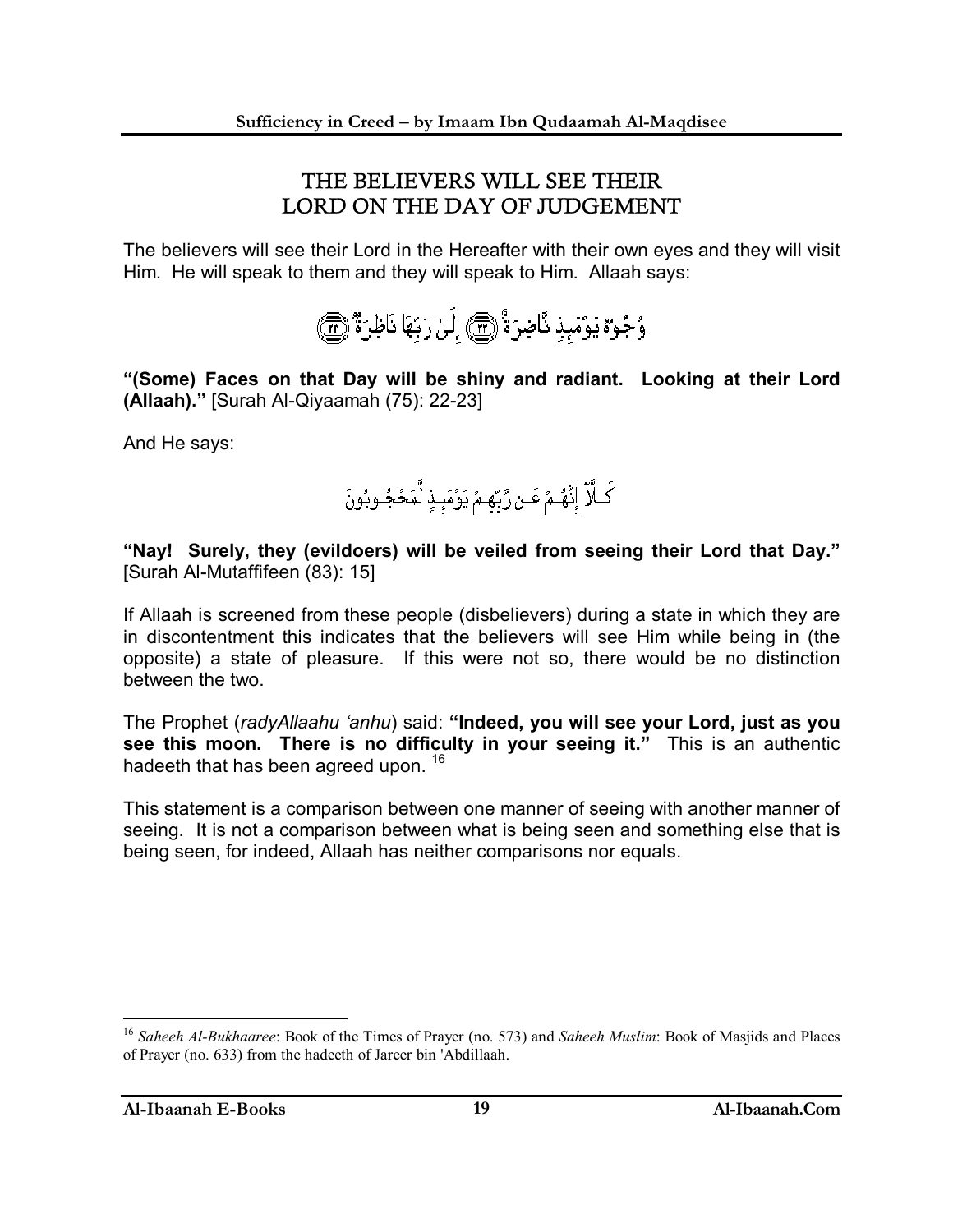## THE BELIEVERS WILL SEE THEIR LORD ON THE DAY OF JUDGEMENT

The believers will see their Lord in the Hereafter with their own eyes and they will visit Him. He will speak to them and they will speak to Him. Allaah says:

وُجُوهٌ يَوْمَئِذٍ نَّاضِرَةٌ ﴿٢٢﴾ إِلَىٰ رَبِّهَا نَاظِرَةٌ ﴿٢٣﴾

**"(Some) Faces on that Day will be shiny and radiant. Looking at their Lord (Allaah)."** [Surah Al-Qiyaamah (75): 22-23]

And He says:

كَلَّآ إِنَّهُمْ عَن رَّبِّهِمْ يَوْمَئِذٍ لَّمَحْجُوبُونَ

**"Nay! Surely, they (evildoers) will be veiled from seeing their Lord that Day."** [Surah Al-Mutaffifeen (83): 15]

If Allaah is screened from these people (disbelievers) during a state in which they are in discontentment this indicates that the believers will see Him while being in (the opposite) a state of pleasure. If this were not so, there would be no distinction between the two.

The Prophet (*radyAllaahu 'anhu*) said: **"Indeed, you will see your Lord, just as you see this moon. There is no difficulty in your seeing it."** This is an authentic hadeeth that has been agreed upon. [16]

This statement is a comparison between one manner of seeing with another manner of seeing. It is not a comparison between what is being seen and something else that is being seen, for indeed, Allaah has neither comparisons nor equals.

---

[16] *Saheeh Al-Bukhaaree*: Book of the Times of Prayer (no. 573) and *Saheeh Muslim*: Book of Masjids and Places of Prayer (no. 633) from the hadeeth of Jareer bin 'Abdillaah.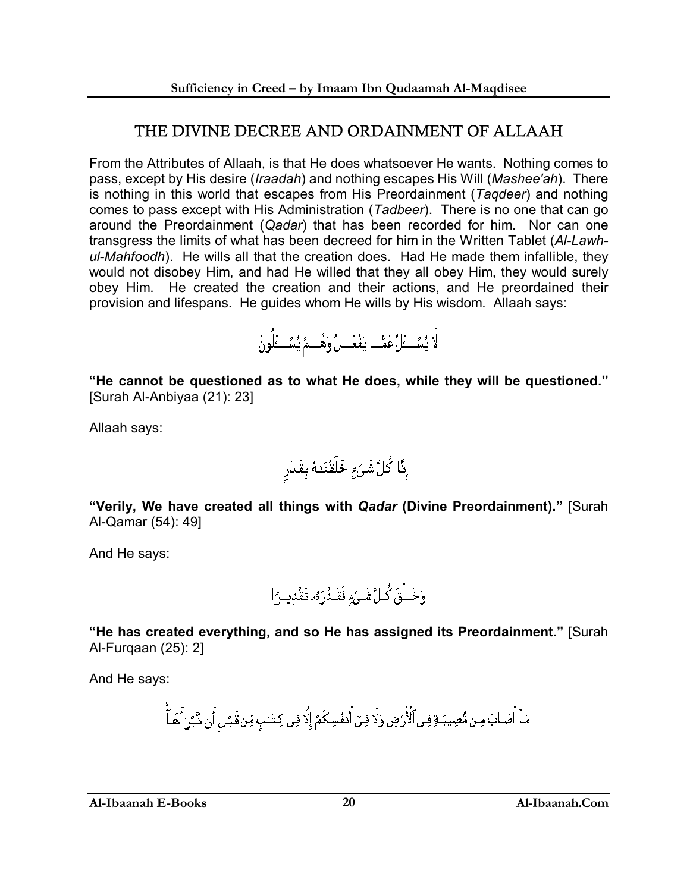## THE DIVINE DECREE AND ORDAINMENT OF ALLAAH

From the Attributes of Allaah, is that He does whatsoever He wants. Nothing comes to pass, except by His desire (*Iraadah*) and nothing escapes His Will (*Mashee'ah*). There is nothing in this world that escapes from His Preordainment (*Taqdeer*) and nothing comes to pass except with His Administration (*Tadbeer*). There is no one that can go around the Preordainment (*Qadar*) that has been recorded for him. Nor can one transgress the limits of what has been decreed for him in the Written Tablet (*Al-Lawh-ul-Mahfoodh*). He wills all that the creation does. Had He made them infallible, they would not disobey Him, and had He willed that they all obey Him, they would surely obey Him. He created the creation and their actions, and He preordained their provision and lifespans. He guides whom He wills by His wisdom. Allaah says:

لَا يُسْأَلُ عَمَّا يَفْعَلُ وَهُمْ يُسْأَلُونَ

**"He cannot be questioned as to what He does, while they will be questioned."** [Surah Al-Anbiyaa (21): 23]

Allaah says:

إِنَّا كُلَّ شَيْءٍ خَلَقْنَاهُ بِقَدَرٍ

**"Verily, We have created all things with *Qadar* (Divine Preordainment)."** [Surah Al-Qamar (54): 49]

And He says:

وَخَلَقَ كُلَّ شَيْءٍ فَقَدَّرَهُۥ تَقْدِيرًا

**"He has created everything, and so He has assigned its Preordainment."** [Surah Al-Furqaan (25): 2]

And He says:

مَآ أَصَابَ مِن مُّصِيبَةٍ فِى ٱلْأَرْضِ وَلَا فِىٓ أَنفُسِكُمْ إِلَّا فِى كِتَـٰبٍ مِّن قَبْلِ أَن نَّبْرَأَهَآ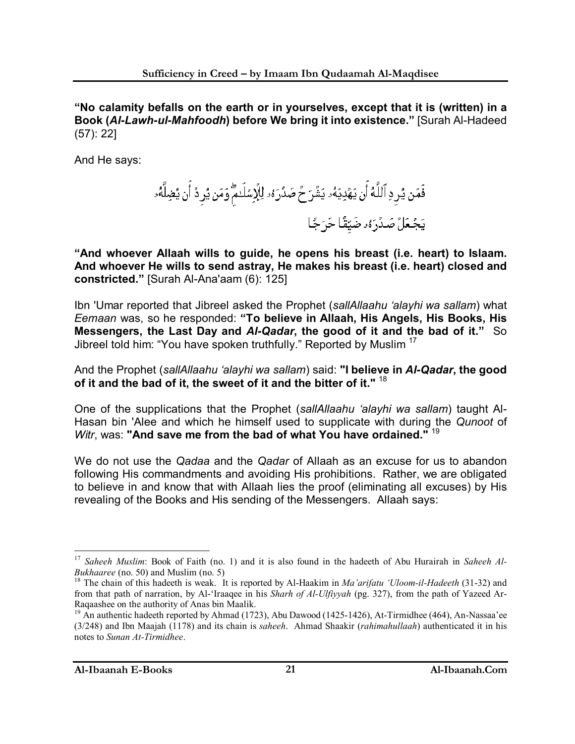**"No calamity befalls on the earth or in yourselves, except that it is (written) in a Book (*Al-Lawh-ul-Mahfoodh*) before We bring it into existence."** [Surah Al-Hadeed (57): 22]

And He says:

فَمَن يُرِدِ ٱللَّهُ أَن يَهْدِيَهُۥ يَشْرَحْ صَدْرَهُۥ لِلْإِسْلَٰمِ ۖ وَمَن يُرِدْ أَن يُضِلَّهُۥ يَجْعَلْ صَدْرَهُۥ ضَيِّقًا حَرَجًا

**"And whoever Allaah wills to guide, he opens his breast (i.e. heart) to Islaam. And whoever He wills to send astray, He makes his breast (i.e. heart) closed and constricted."** [Surah Al-Ana'aam (6): 125]

Ibn 'Umar reported that Jibreel asked the Prophet (*sallAllaahu 'alayhi wa sallam*) what *Eemaan* was, so he responded: **"To believe in Allaah, His Angels, His Books, His Messengers, the Last Day and *Al-Qadar*, the good of it and the bad of it."** So Jibreel told him: "You have spoken truthfully." Reported by Muslim [17]

And the Prophet (*sallAllaahu 'alayhi wa sallam*) said: **"I believe in *Al-Qadar*, the good of it and the bad of it, the sweet of it and the bitter of it."** [18]

One of the supplications that the Prophet (*sallAllaahu 'alayhi wa sallam*) taught Al-Hasan bin 'Alee and which he himself used to supplicate with during the *Qunoot* of *Witr*, was: **"And save me from the bad of what You have ordained."** [19]

We do not use the *Qadaa* and the *Qadar* of Allaah as an excuse for us to abandon following His commandments and avoiding His prohibitions. Rather, we are obligated to believe in and know that with Allaah lies the proof (eliminating all excuses) by His revealing of the Books and His sending of the Messengers. Allaah says:

---

[17] *Saheeh Muslim*: Book of Faith (no. 1) and it is also found in the hadeeth of Abu Hurairah in *Saheeh Al-Bukhaaree* (no. 50) and Muslim (no. 5)

[18] The chain of this hadeeth is weak. It is reported by Al-Haakim in *Ma'arifatu 'Uloom-il-Hadeeth* (31-32) and from that path of narration, by Al-'Iraaqee in his *Sharh of Al-Ulfiyyah* (pg. 327), from the path of Yazeed Ar-Raqaashee on the authority of Anas bin Maalik.

[19] An authentic hadeeth reported by Ahmad (1723), Abu Dawood (1425-1426), At-Tirmidhee (464), An-Nassaa'ee (3/248) and Ibn Maajah (1178) and its chain is *saheeh*. Ahmad Shaakir (*rahimahullaah*) authenticated it in his notes to *Sunan At-Tirmidhee*.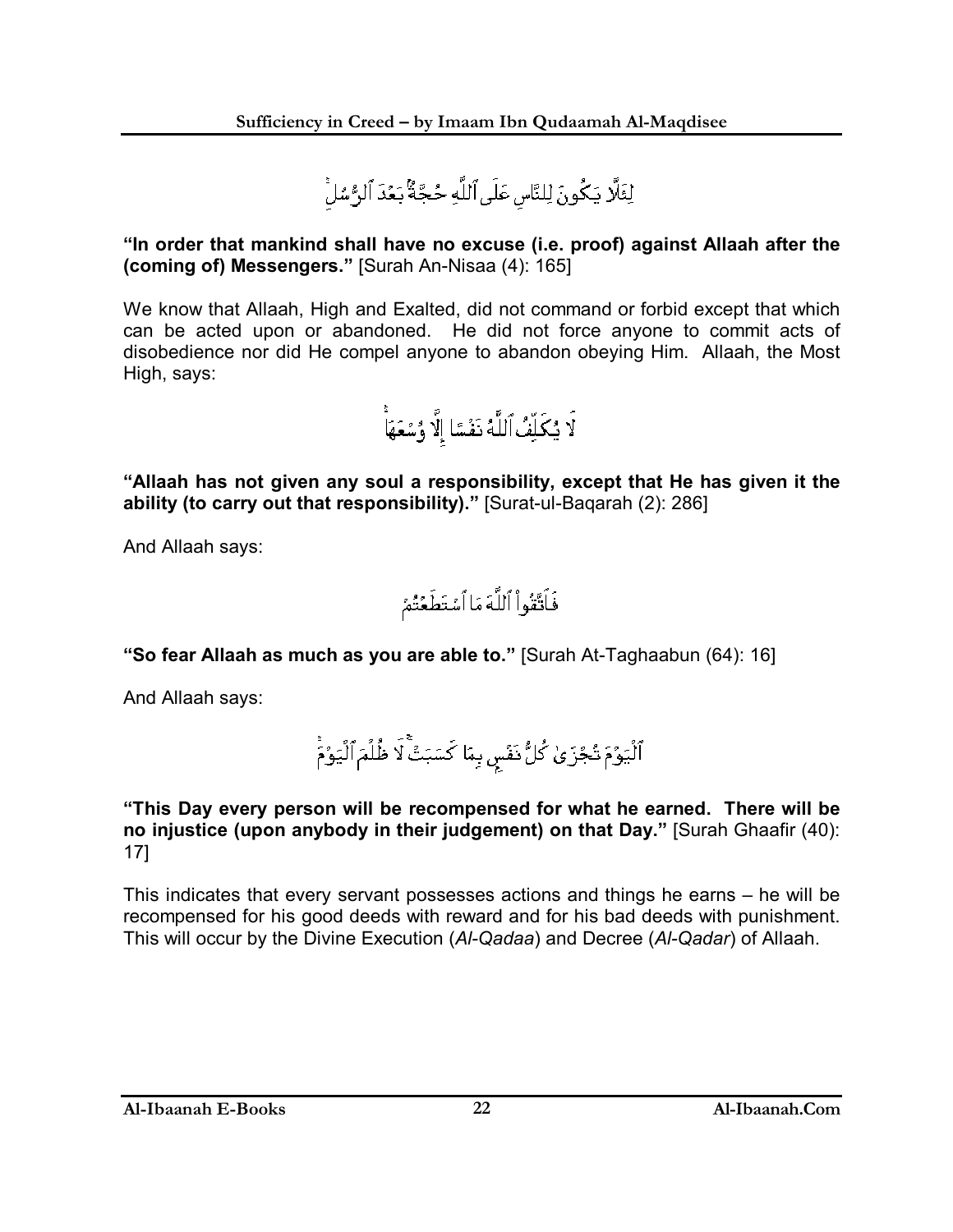لِئَلَّا يَكُونَ لِلنَّاسِ عَلَى ٱللَّهِ حُجَّةٌۢ بَعْدَ ٱلرُّسُلِۚ

**"In order that mankind shall have no excuse (i.e. proof) against Allaah after the (coming of) Messengers."** [Surah An-Nisaa (4): 165]

We know that Allaah, High and Exalted, did not command or forbid except that which can be acted upon or abandoned. He did not force anyone to commit acts of disobedience nor did He compel anyone to abandon obeying Him. Allaah, the Most High, says:

لَا يُكَلِّفُ ٱللَّهُ نَفْسًا إِلَّا وُسْعَهَاۚ

**"Allaah has not given any soul a responsibility, except that He has given it the ability (to carry out that responsibility)."** [Surat-ul-Baqarah (2): 286]

And Allaah says:

فَٱتَّقُواْ ٱللَّهَ مَا ٱسْتَطَعْتُمْ

**"So fear Allaah as much as you are able to."** [Surah At-Taghaabun (64): 16]

And Allaah says:

ٱلْيَوْمَ تُجْزَىٰ كُلُّ نَفْسٍۭ بِمَا كَسَبَتْۚ لَا ظُلْمَ ٱلْيَوْمَۚ

**"This Day every person will be recompensed for what he earned. There will be no injustice (upon anybody in their judgement) on that Day."** [Surah Ghaafir (40): 17]

This indicates that every servant possesses actions and things he earns – he will be recompensed for his good deeds with reward and for his bad deeds with punishment. This will occur by the Divine Execution (*Al-Qadaa*) and Decree (*Al-Qadar*) of Allaah.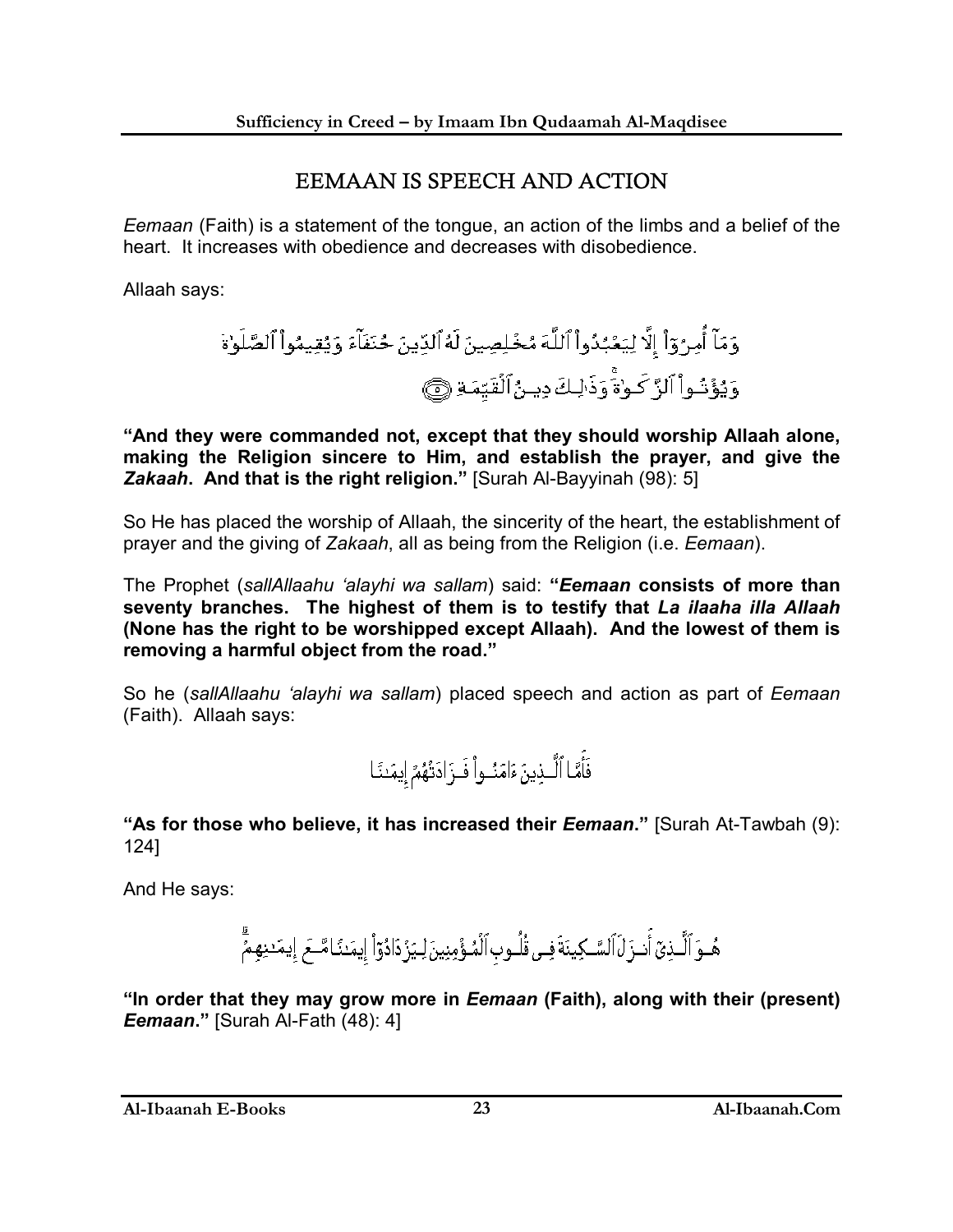## EEMAAN IS SPEECH AND ACTION

*Eemaan* (Faith) is a statement of the tongue, an action of the limbs and a belief of the heart. It increases with obedience and decreases with disobedience.

Allaah says:

وَمَآ أُمِرُوٓاْ إِلَّا لِيَعۡبُدُواْ ٱللَّهَ مُخۡلِصِينَ لَهُ ٱلدِّينَ حُنَفَآءَ وَيُقِيمُواْ ٱلصَّلَوٰةَ وَيُؤۡتُواْ ٱلزَّكَوٰةَۚ وَذَٰلِكَ دِينُ ٱلۡقَيِّمَةِ ۝٥

**"And they were commanded not, except that they should worship Allaah alone, making the Religion sincere to Him, and establish the prayer, and give the *Zakaah*. And that is the right religion."** [Surah Al-Bayyinah (98): 5]

So He has placed the worship of Allaah, the sincerity of the heart, the establishment of prayer and the giving of *Zakaah*, all as being from the Religion (i.e. *Eemaan*).

The Prophet (*sallAllaahu 'alayhi wa sallam*) said: **"*Eemaan* consists of more than seventy branches. The highest of them is to testify that *La ilaaha illa Allaah* (None has the right to be worshipped except Allaah). And the lowest of them is removing a harmful object from the road."**

So he (*sallAllaahu 'alayhi wa sallam*) placed speech and action as part of *Eemaan* (Faith). Allaah says:

فَأَمَّا ٱلَّذِينَ ءَامَنُواْ فَزَادَتۡهُمۡ إِيمَٰنًا

**"As for those who believe, it has increased their *Eemaan*."** [Surah At-Tawbah (9): 124]

And He says:

هُوَ ٱلَّذِيٓ أَنزَلَ ٱلسَّكِينَةَ فِي قُلُوبِ ٱلۡمُؤۡمِنِينَ لِيَزۡدَادُوٓاْ إِيمَٰنًا مَّعَ إِيمَٰنِهِمۡۗ

**"In order that they may grow more in *Eemaan* (Faith), along with their (present) *Eemaan*."** [Surah Al-Fath (48): 4]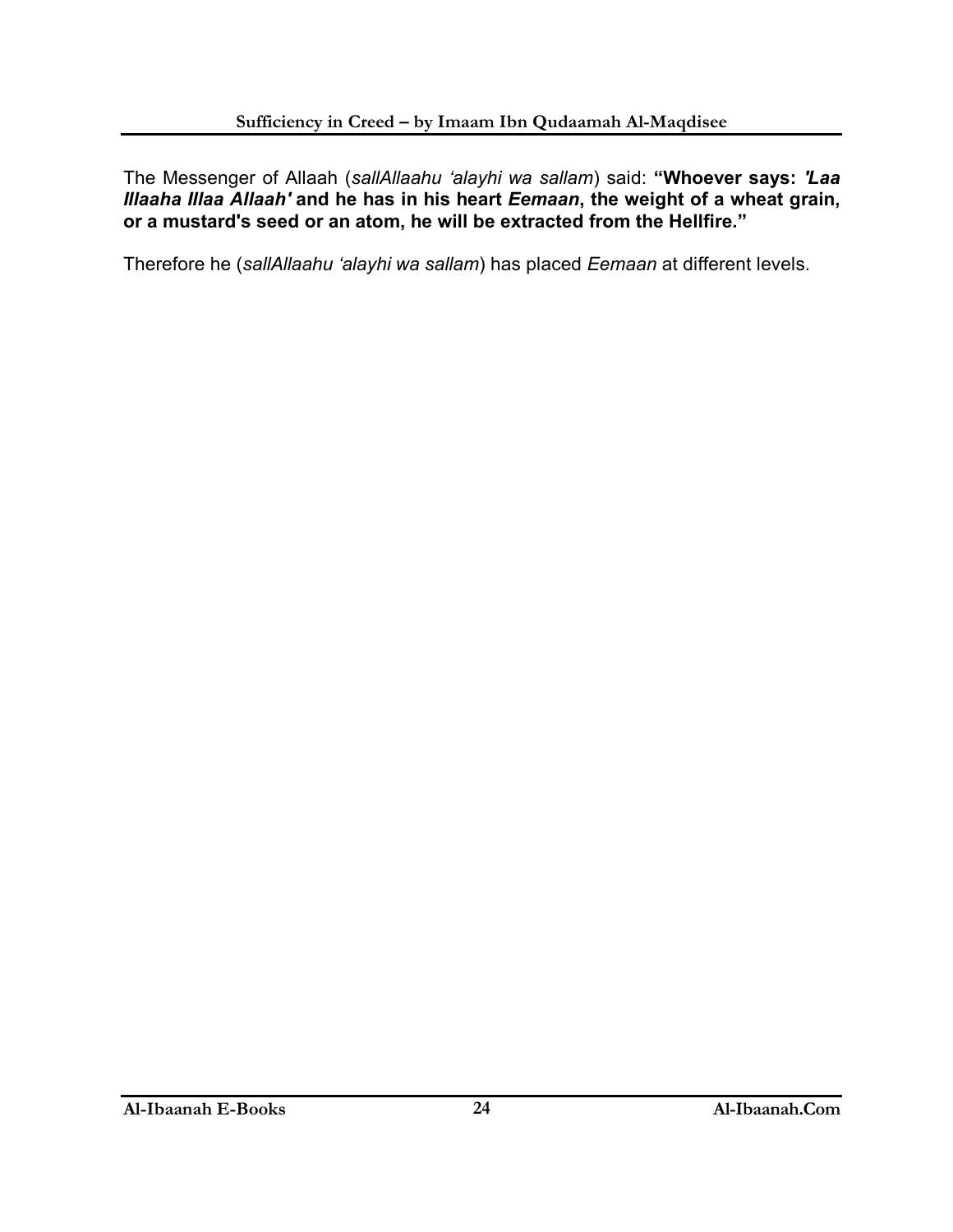The Messenger of Allaah (*sallAllaahu 'alayhi wa sallam*) said: **"Whoever says: *'Laa Illaaha Illaa Allaah'* and he has in his heart *Eemaan*, the weight of a wheat grain, or a mustard's seed or an atom, he will be extracted from the Hellfire."**

Therefore he (*sallAllaahu 'alayhi wa sallam*) has placed *Eemaan* at different levels.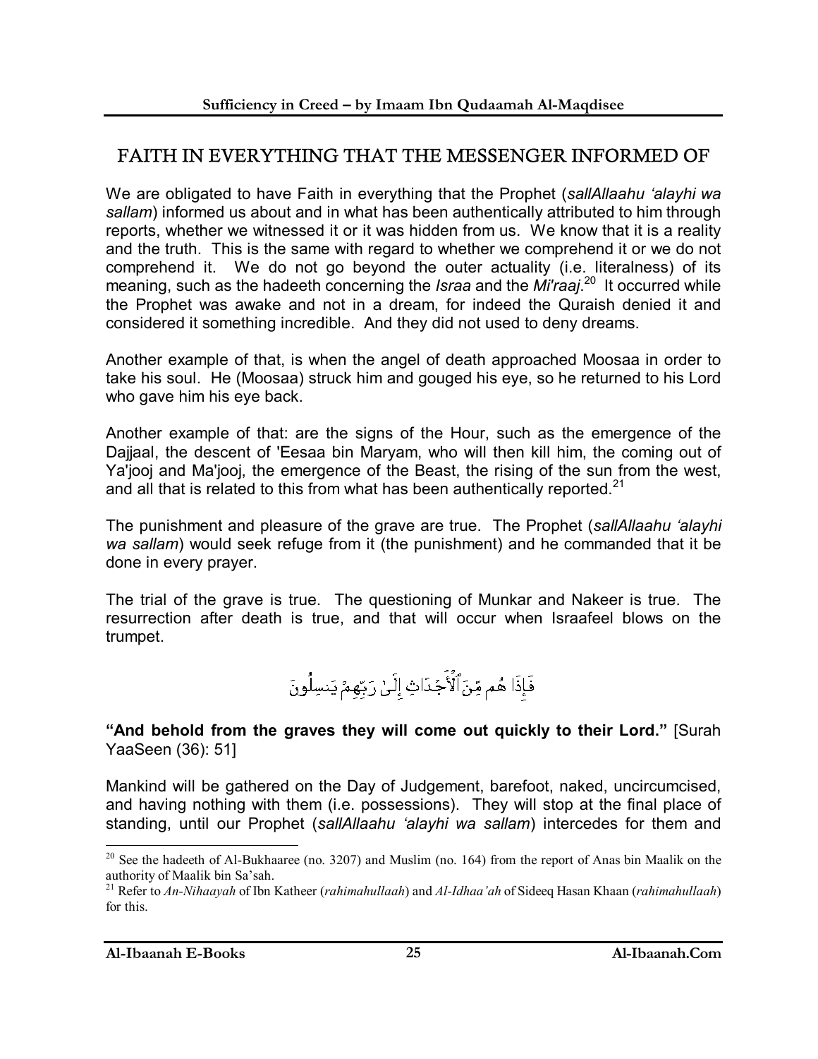## FAITH IN EVERYTHING THAT THE MESSENGER INFORMED OF

We are obligated to have Faith in everything that the Prophet (*sallAllaahu 'alayhi wa sallam*) informed us about and in what has been authentically attributed to him through reports, whether we witnessed it or it was hidden from us. We know that it is a reality and the truth. This is the same with regard to whether we comprehend it or we do not comprehend it. We do not go beyond the outer actuality (i.e. literalness) of its meaning, such as the hadeeth concerning the *Israa* and the *Mi'raaj*.[20] It occurred while the Prophet was awake and not in a dream, for indeed the Quraish denied it and considered it something incredible. And they did not used to deny dreams.

Another example of that, is when the angel of death approached Moosaa in order to take his soul. He (Moosaa) struck him and gouged his eye, so he returned to his Lord who gave him his eye back.

Another example of that: are the signs of the Hour, such as the emergence of the Dajjaal, the descent of 'Eesaa bin Maryam, who will then kill him, the coming out of Ya'jooj and Ma'jooj, the emergence of the Beast, the rising of the sun from the west, and all that is related to this from what has been authentically reported.[21]

The punishment and pleasure of the grave are true. The Prophet (*sallAllaahu 'alayhi wa sallam*) would seek refuge from it (the punishment) and he commanded that it be done in every prayer.

The trial of the grave is true. The questioning of Munkar and Nakeer is true. The resurrection after death is true, and that will occur when Israafeel blows on the trumpet.

فَإِذَا هُم مِّنَ ٱلْأَجْدَاثِ إِلَىٰ رَبِّهِمْ يَنسِلُونَ

**"And behold from the graves they will come out quickly to their Lord."** [Surah YaaSeen (36): 51]

Mankind will be gathered on the Day of Judgement, barefoot, naked, uncircumcised, and having nothing with them (i.e. possessions). They will stop at the final place of standing, until our Prophet (*sallAllaahu 'alayhi wa sallam*) intercedes for them and

---

[20] See the hadeeth of Al-Bukhaaree (no. 3207) and Muslim (no. 164) from the report of Anas bin Maalik on the authority of Maalik bin Sa'sah.

[21] Refer to *An-Nihaayah* of Ibn Katheer (*rahimahullaah*) and *Al-Idhaa'ah* of Sideeq Hasan Khaan (*rahimahullaah*) for this.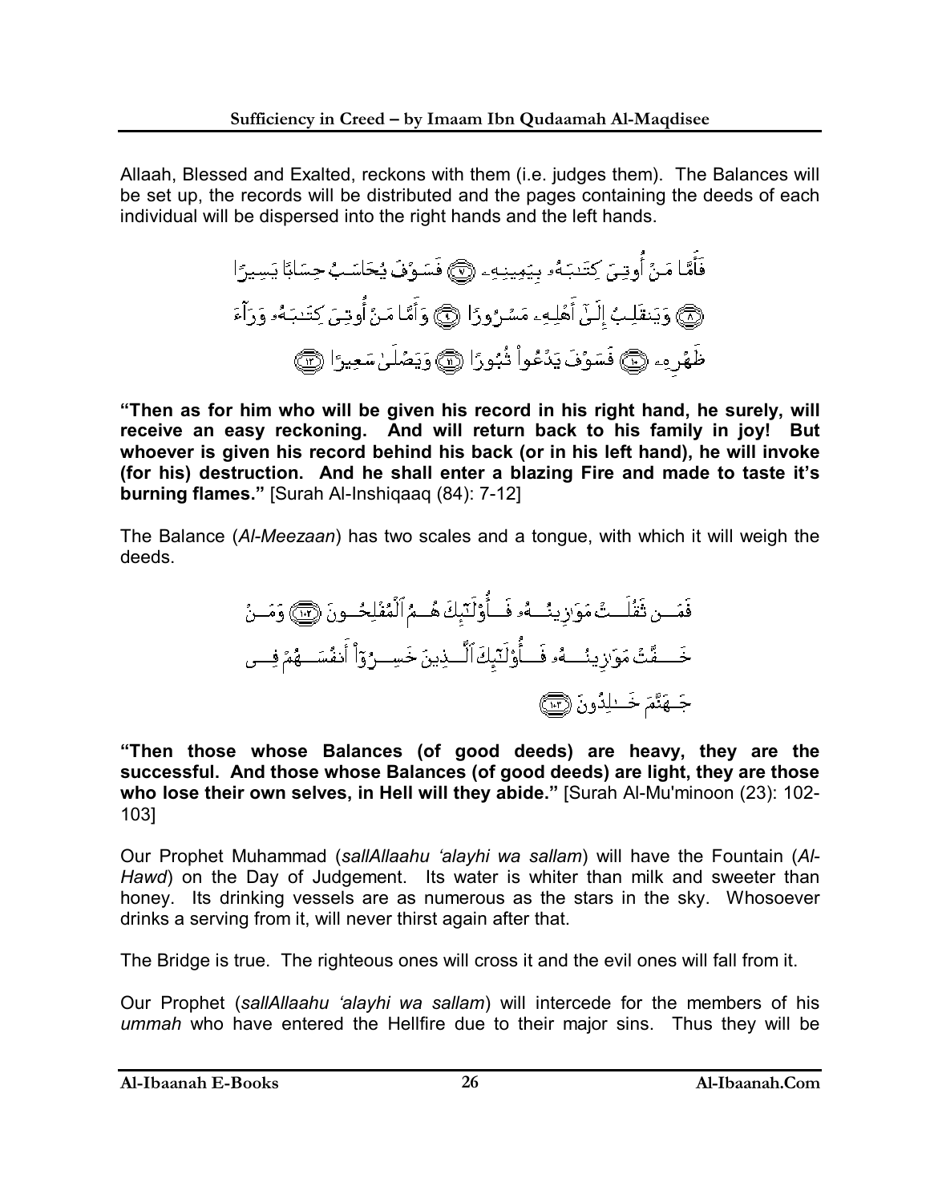Allaah, Blessed and Exalted, reckons with them (i.e. judges them). The Balances will be set up, the records will be distributed and the pages containing the deeds of each individual will be dispersed into the right hands and the left hands.

فَأَمَّا مَنْ أُوتِىَ كِتَـٰبَهُۥ بِيَمِينِهِۦ ﴿٧﴾ فَسَوْفَ يُحَاسَبُ حِسَابًا يَسِيرًا ﴿٨﴾ وَيَنقَلِبُ إِلَىٰٓ أَهْلِهِۦ مَسْرُورًا ﴿٩﴾ وَأَمَّا مَنْ أُوتِىَ كِتَـٰبَهُۥ وَرَآءَ ظَهْرِهِۦ ﴿١٠﴾ فَسَوْفَ يَدْعُواْ ثُبُورًا ﴿١١﴾ وَيَصْلَىٰ سَعِيرًا ﴿١٢﴾

**"Then as for him who will be given his record in his right hand, he surely, will receive an easy reckoning. And will return back to his family in joy! But whoever is given his record behind his back (or in his left hand), he will invoke (for his) destruction. And he shall enter a blazing Fire and made to taste it's burning flames."** [Surah Al-Inshiqaaq (84): 7-12]

The Balance (*Al-Meezaan*) has two scales and a tongue, with which it will weigh the deeds.

فَمَن ثَقُلَتْ مَوَٰزِينُهُۥ فَأُوْلَـٰٓئِكَ هُمُ ٱلْمُفْلِحُونَ ﴿١٠٢﴾ وَمَنْ خَفَّتْ مَوَٰزِينُهُۥ فَأُوْلَـٰٓئِكَ ٱلَّذِينَ خَسِرُوٓاْ أَنفُسَهُمْ فِى جَهَنَّمَ خَـٰلِدُونَ ﴿١٠٣﴾

**"Then those whose Balances (of good deeds) are heavy, they are the successful. And those whose Balances (of good deeds) are light, they are those who lose their own selves, in Hell will they abide."** [Surah Al-Mu'minoon (23): 102-103]

Our Prophet Muhammad (*sallAllaahu 'alayhi wa sallam*) will have the Fountain (*Al-Hawd*) on the Day of Judgement. Its water is whiter than milk and sweeter than honey. Its drinking vessels are as numerous as the stars in the sky. Whosoever drinks a serving from it, will never thirst again after that.

The Bridge is true. The righteous ones will cross it and the evil ones will fall from it.

Our Prophet (*sallAllaahu 'alayhi wa sallam*) will intercede for the members of his *ummah* who have entered the Hellfire due to their major sins. Thus they will be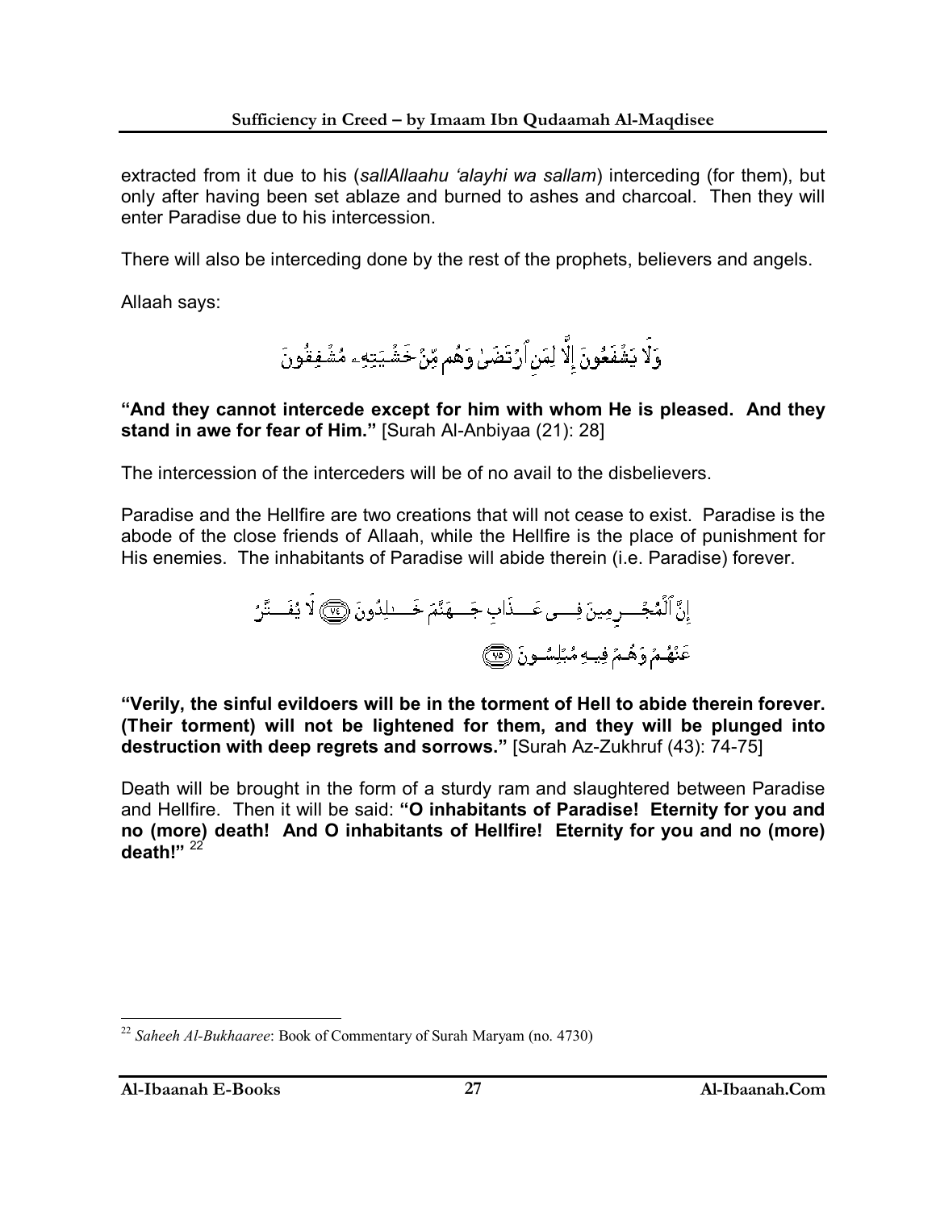extracted from it due to his (*sallAllaahu 'alayhi wa sallam*) interceding (for them), but only after having been set ablaze and burned to ashes and charcoal. Then they will enter Paradise due to his intercession.

There will also be interceding done by the rest of the prophets, believers and angels.

Allaah says:

وَلَا يَشْفَعُونَ إِلَّا لِمَنِ ٱرْتَضَىٰ وَهُم مِّنْ خَشْيَتِهِۦ مُشْفِقُونَ

**"And they cannot intercede except for him with whom He is pleased. And they stand in awe for fear of Him."** [Surah Al-Anbiyaa (21): 28]

The intercession of the interceders will be of no avail to the disbelievers.

Paradise and the Hellfire are two creations that will not cease to exist. Paradise is the abode of the close friends of Allaah, while the Hellfire is the place of punishment for His enemies. The inhabitants of Paradise will abide therein (i.e. Paradise) forever.

إِنَّ ٱلْمُجْرِمِينَ فِى عَذَابِ جَهَنَّمَ خَٰلِدُونَ ﴿٧٤﴾ لَا يُفَتَّرُ عَنْهُمْ وَهُمْ فِيهِ مُبْلِسُونَ ﴿٧٥﴾

**"Verily, the sinful evildoers will be in the torment of Hell to abide therein forever. (Their torment) will not be lightened for them, and they will be plunged into destruction with deep regrets and sorrows."** [Surah Az-Zukhruf (43): 74-75]

Death will be brought in the form of a sturdy ram and slaughtered between Paradise and Hellfire. Then it will be said: **"O inhabitants of Paradise! Eternity for you and no (more) death! And O inhabitants of Hellfire! Eternity for you and no (more) death!"** [22]

---

[22] *Saheeh Al-Bukhaaree*: Book of Commentary of Surah Maryam (no. 4730)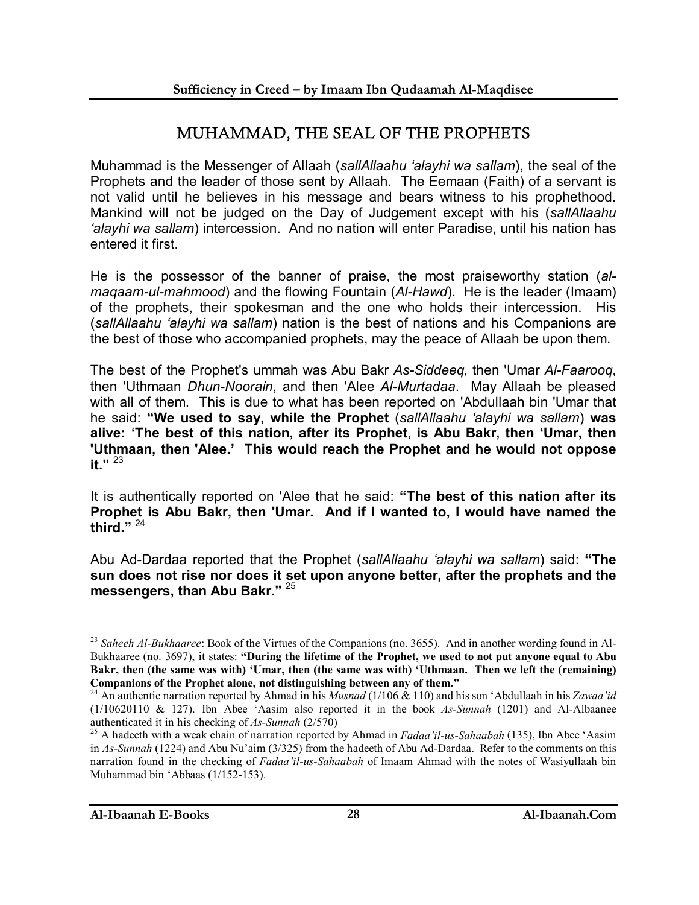# MUHAMMAD, THE SEAL OF THE PROPHETS

Muhammad is the Messenger of Allaah (*sallAllaahu 'alayhi wa sallam*), the seal of the Prophets and the leader of those sent by Allaah. The Eemaan (Faith) of a servant is not valid until he believes in his message and bears witness to his prophethood. Mankind will not be judged on the Day of Judgement except with his (*sallAllaahu 'alayhi wa sallam*) intercession. And no nation will enter Paradise, until his nation has entered it first.

He is the possessor of the banner of praise, the most praiseworthy station (*al-maqaam-ul-mahmood*) and the flowing Fountain (*Al-Hawd*). He is the leader (Imaam) of the prophets, their spokesman and the one who holds their intercession. His (*sallAllaahu 'alayhi wa sallam*) nation is the best of nations and his Companions are the best of those who accompanied prophets, may the peace of Allaah be upon them.

The best of the Prophet's ummah was Abu Bakr *As-Siddeeq*, then 'Umar *Al-Faarooq*, then 'Uthmaan *Dhun-Noorain*, and then 'Alee *Al-Murtadaa*. May Allaah be pleased with all of them. This is due to what has been reported on 'Abdullaah bin 'Umar that he said: **"We used to say, while the Prophet** (*sallAllaahu 'alayhi wa sallam*) **was alive: 'The best of this nation, after its Prophet, is Abu Bakr, then 'Umar, then 'Uthmaan, then 'Alee.' This would reach the Prophet and he would not oppose it."** [23]

It is authentically reported on 'Alee that he said: **"The best of this nation after its Prophet is Abu Bakr, then 'Umar. And if I wanted to, I would have named the third."** [24]

Abu Ad-Dardaa reported that the Prophet (*sallAllaahu 'alayhi wa sallam*) said: **"The sun does not rise nor does it set upon anyone better, after the prophets and the messengers, than Abu Bakr."** [25]

---

[23] *Saheeh Al-Bukhaaree*: Book of the Virtues of the Companions (no. 3655). And in another wording found in Al-Bukhaaree (no. 3697), it states: **"During the lifetime of the Prophet, we used to not put anyone equal to Abu Bakr, then (the same was with) 'Umar, then (the same was with) 'Uthmaan. Then we left the (remaining) Companions of the Prophet alone, not distinguishing between any of them."**

[24] An authentic narration reported by Ahmad in his *Musnad* (1/106 & 110) and his son 'Abdullaah in his *Zawaa'id* (1/10620110 & 127). Ibn Abee 'Aasim also reported it in the book *As-Sunnah* (1201) and Al-Albaanee authenticated it in his checking of *As-Sunnah* (2/570)

[25] A hadeeth with a weak chain of narration reported by Ahmad in *Fadaa'il-us-Sahaabah* (135), Ibn Abee 'Aasim in *As-Sunnah* (1224) and Abu Nu'aim (3/325) from the hadeeth of Abu Ad-Dardaa. Refer to the comments on this narration found in the checking of *Fadaa'il-us-Sahaabah* of Imaam Ahmad with the notes of Wasiyullaah bin Muhammad bin 'Abbaas (1/152-153).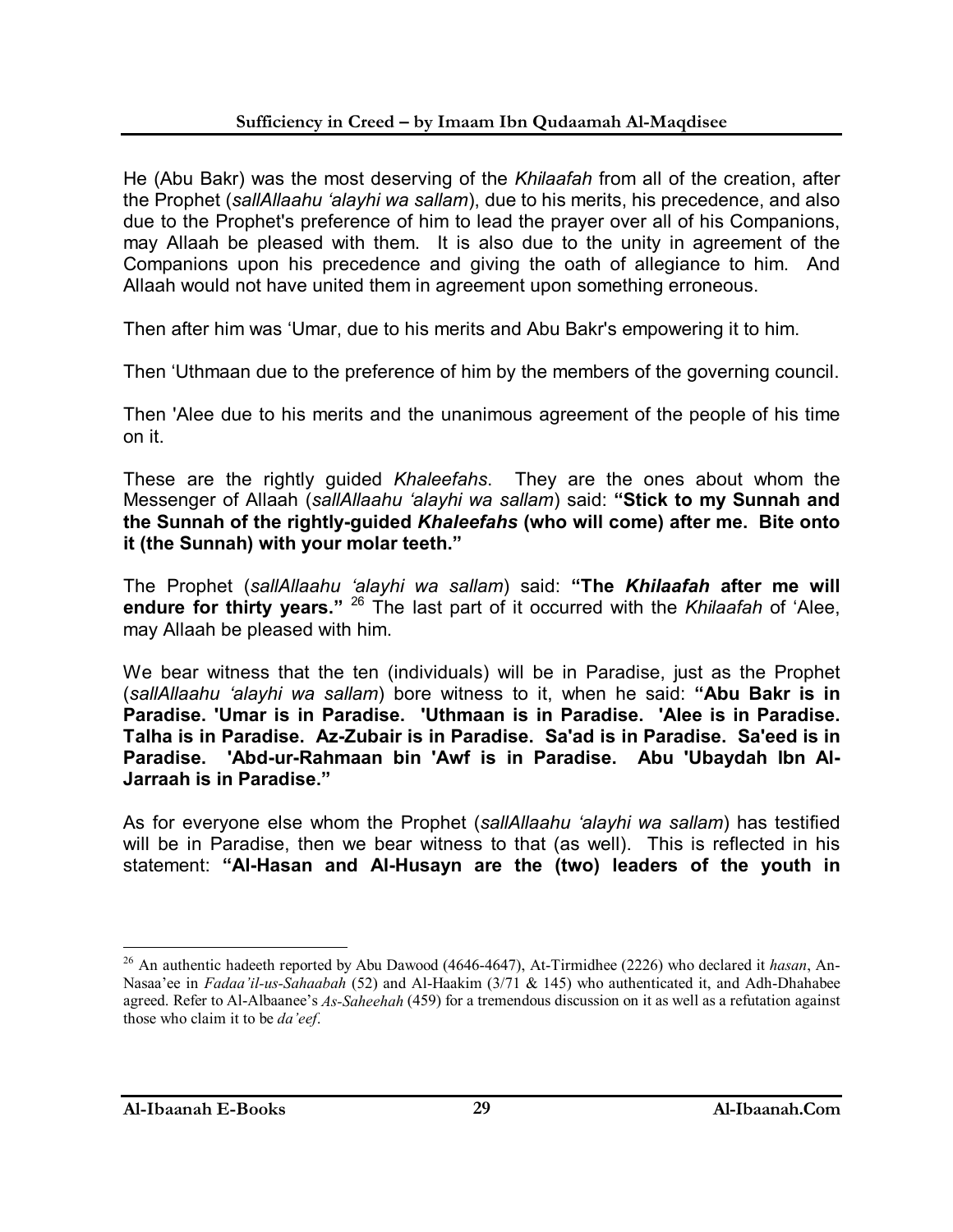He (Abu Bakr) was the most deserving of the *Khilaafah* from all of the creation, after the Prophet (*sallAllaahu 'alayhi wa sallam*), due to his merits, his precedence, and also due to the Prophet's preference of him to lead the prayer over all of his Companions, may Allaah be pleased with them. It is also due to the unity in agreement of the Companions upon his precedence and giving the oath of allegiance to him. And Allaah would not have united them in agreement upon something erroneous.

Then after him was 'Umar, due to his merits and Abu Bakr's empowering it to him.

Then 'Uthmaan due to the preference of him by the members of the governing council.

Then 'Alee due to his merits and the unanimous agreement of the people of his time on it.

These are the rightly guided *Khaleefahs*. They are the ones about whom the Messenger of Allaah (*sallAllaahu 'alayhi wa sallam*) said: **"Stick to my Sunnah and the Sunnah of the rightly-guided *Khaleefahs* (who will come) after me. Bite onto it (the Sunnah) with your molar teeth."**

The Prophet (*sallAllaahu 'alayhi wa sallam*) said: **"The *Khilaafah* after me will endure for thirty years."** [26] The last part of it occurred with the *Khilaafah* of 'Alee, may Allaah be pleased with him.

We bear witness that the ten (individuals) will be in Paradise, just as the Prophet (*sallAllaahu 'alayhi wa sallam*) bore witness to it, when he said: **"Abu Bakr is in Paradise. 'Umar is in Paradise. 'Uthmaan is in Paradise. 'Alee is in Paradise. Talha is in Paradise. Az-Zubair is in Paradise. Sa'ad is in Paradise. Sa'eed is in Paradise. 'Abd-ur-Rahmaan bin 'Awf is in Paradise. Abu 'Ubaydah Ibn Al-Jarraah is in Paradise."**

As for everyone else whom the Prophet (*sallAllaahu 'alayhi wa sallam*) has testified will be in Paradise, then we bear witness to that (as well). This is reflected in his statement: **"Al-Hasan and Al-Husayn are the (two) leaders of the youth in**

---

[26] An authentic hadeeth reported by Abu Dawood (4646-4647), At-Tirmidhee (2226) who declared it *hasan*, An-Nasaa'ee in *Fadaa'il-us-Sahaabah* (52) and Al-Haakim (3/71 & 145) who authenticated it, and Adh-Dhahabee agreed. Refer to Al-Albaanee's *As-Saheehah* (459) for a tremendous discussion on it as well as a refutation against those who claim it to be *da'eef*.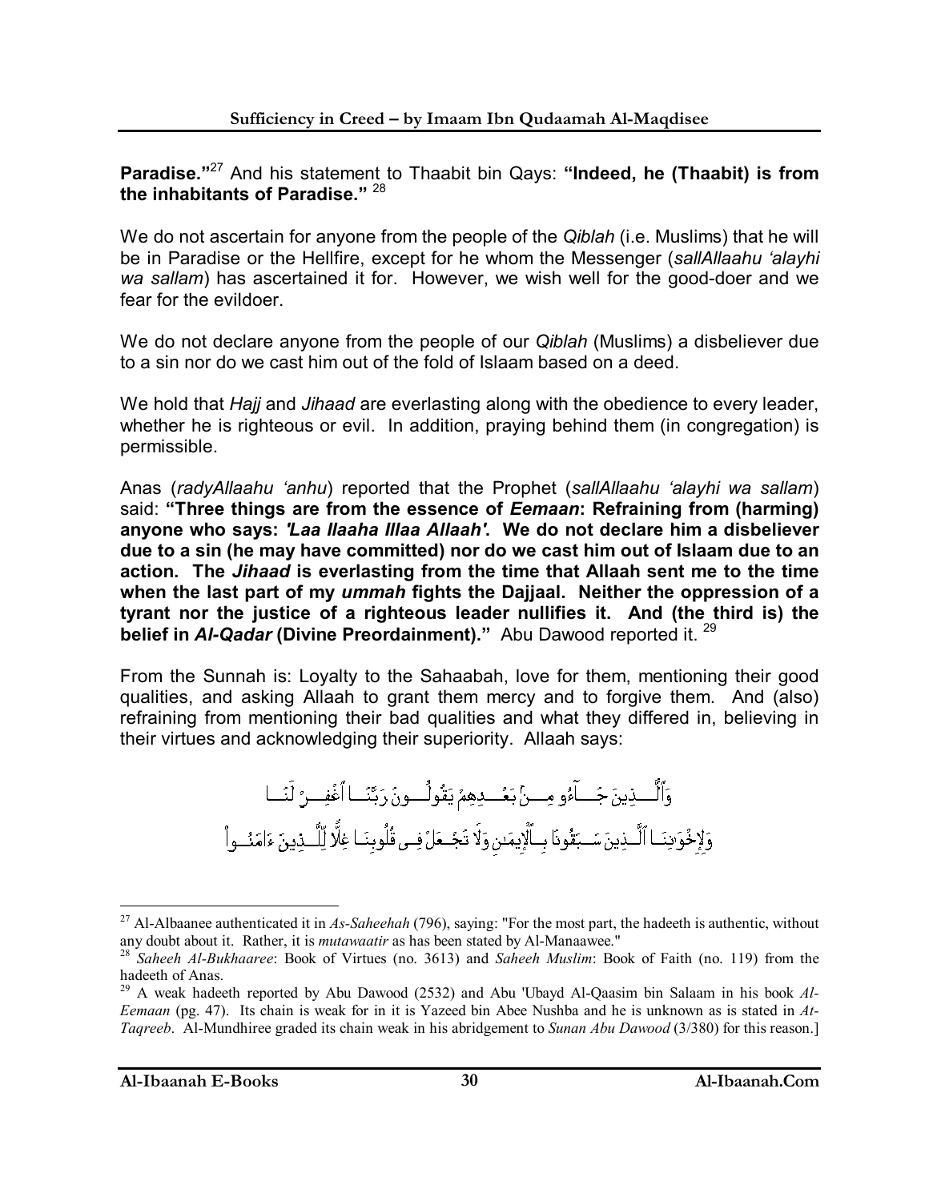**Paradise."**[27] And his statement to Thaabit bin Qays: **"Indeed, he (Thaabit) is from the inhabitants of Paradise."** [28]

We do not ascertain for anyone from the people of the *Qiblah* (i.e. Muslims) that he will be in Paradise or the Hellfire, except for he whom the Messenger (*sallAllaahu 'alayhi wa sallam*) has ascertained it for. However, we wish well for the good-doer and we fear for the evildoer.

We do not declare anyone from the people of our *Qiblah* (Muslims) a disbeliever due to a sin nor do we cast him out of the fold of Islaam based on a deed.

We hold that *Hajj* and *Jihaad* are everlasting along with the obedience to every leader, whether he is righteous or evil. In addition, praying behind them (in congregation) is permissible.

Anas (*radyAllaahu 'anhu*) reported that the Prophet (*sallAllaahu 'alayhi wa sallam*) said: **"Three things are from the essence of *Eemaan*: Refraining from (harming) anyone who says: *'Laa Ilaaha Illaa Allaah'*. We do not declare him a disbeliever due to a sin (he may have committed) nor do we cast him out of Islaam due to an action. The *Jihaad* is everlasting from the time that Allaah sent me to the time when the last part of my *ummah* fights the Dajjaal. Neither the oppression of a tyrant nor the justice of a righteous leader nullifies it. And (the third is) the belief in *Al-Qadar* (Divine Preordainment)."** Abu Dawood reported it. [29]

From the Sunnah is: Loyalty to the Sahaabah, love for them, mentioning their good qualities, and asking Allaah to grant them mercy and to forgive them. And (also) refraining from mentioning their bad qualities and what they differed in, believing in their virtues and acknowledging their superiority. Allaah says:

وَٱلَّذِينَ جَآءُو مِنۢ بَعْدِهِمْ يَقُولُونَ رَبَّنَا ٱغْفِرْ لَنَا وَلِإِخْوَٰنِنَا ٱلَّذِينَ سَبَقُونَا بِٱلْإِيمَٰنِ وَلَا تَجْعَلْ فِى قُلُوبِنَا غِلًّا لِّلَّذِينَ ءَامَنُوا۟

---

[27] Al-Albaanee authenticated it in *As-Saheehah* (796), saying: "For the most part, the hadeeth is authentic, without any doubt about it. Rather, it is *mutawaatir* as has been stated by Al-Manaawee."

[28] *Saheeh Al-Bukhaaree*: Book of Virtues (no. 3613) and *Saheeh Muslim*: Book of Faith (no. 119) from the hadeeth of Anas.

[29] A weak hadeeth reported by Abu Dawood (2532) and Abu 'Ubayd Al-Qaasim bin Salaam in his book *Al-Eemaan* (pg. 47). Its chain is weak for in it is Yazeed bin Abee Nushba and he is unknown as is stated in *At-Taqreeb*. Al-Mundhiree graded its chain weak in his abridgement to *Sunan Abu Dawood* (3/380) for this reason.]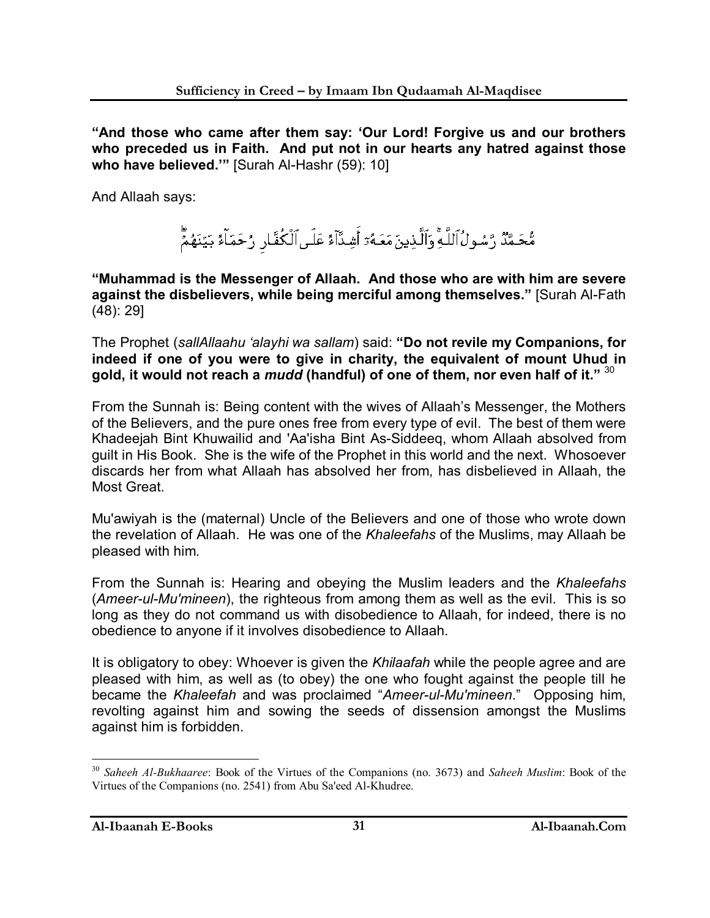**"And those who came after them say: 'Our Lord! Forgive us and our brothers who preceded us in Faith. And put not in our hearts any hatred against those who have believed.'"** [Surah Al-Hashr (59): 10]

And Allaah says:

مُّحَمَّدٌ رَّسُولُ ٱللَّهِ ۚ وَٱلَّذِينَ مَعَهُۥٓ أَشِدَّآءُ عَلَى ٱلْكُفَّارِ رُحَمَآءُ بَيْنَهُمْ ۖ

**"Muhammad is the Messenger of Allaah. And those who are with him are severe against the disbelievers, while being merciful among themselves."** [Surah Al-Fath (48): 29]

The Prophet (*sallAllaahu 'alayhi wa sallam*) said: **"Do not revile my Companions, for indeed if one of you were to give in charity, the equivalent of mount Uhud in gold, it would not reach a *mudd* (handful) of one of them, nor even half of it."** [30]

From the Sunnah is: Being content with the wives of Allaah's Messenger, the Mothers of the Believers, and the pure ones free from every type of evil. The best of them were Khadeejah Bint Khuwailid and 'Aa'isha Bint As-Siddeeq, whom Allaah absolved from guilt in His Book. She is the wife of the Prophet in this world and the next. Whosoever discards her from what Allaah has absolved her from, has disbelieved in Allaah, the Most Great.

Mu'awiyah is the (maternal) Uncle of the Believers and one of those who wrote down the revelation of Allaah. He was one of the *Khaleefahs* of the Muslims, may Allaah be pleased with him.

From the Sunnah is: Hearing and obeying the Muslim leaders and the *Khaleefahs* (*Ameer-ul-Mu'mineen*), the righteous from among them as well as the evil. This is so long as they do not command us with disobedience to Allaah, for indeed, there is no obedience to anyone if it involves disobedience to Allaah.

It is obligatory to obey: Whoever is given the *Khilaafah* while the people agree and are pleased with him, as well as (to obey) the one who fought against the people till he became the *Khaleefah* and was proclaimed "*Ameer-ul-Mu'mineen*." Opposing him, revolting against him and sowing the seeds of dissension amongst the Muslims against him is forbidden.

---

[30] *Saheeh Al-Bukhaaree*: Book of the Virtues of the Companions (no. 3673) and *Saheeh Muslim*: Book of the Virtues of the Companions (no. 2541) from Abu Sa'eed Al-Khudree.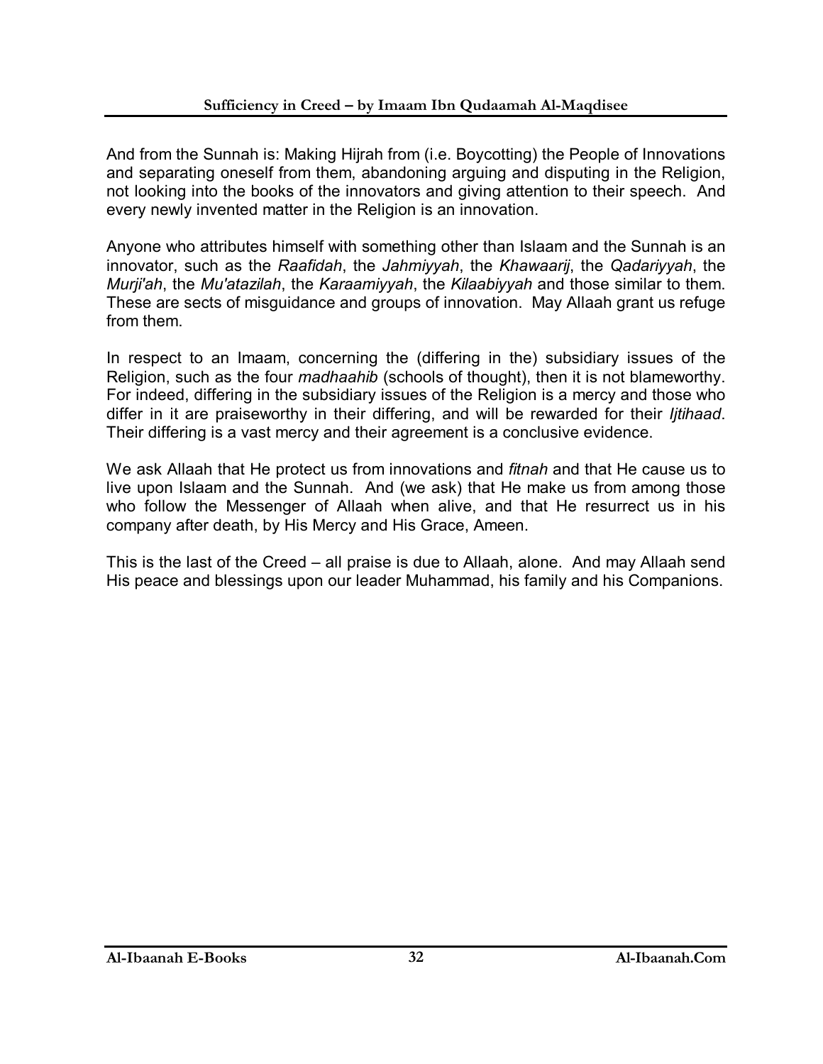And from the Sunnah is: Making Hijrah from (i.e. Boycotting) the People of Innovations and separating oneself from them, abandoning arguing and disputing in the Religion, not looking into the books of the innovators and giving attention to their speech. And every newly invented matter in the Religion is an innovation.

Anyone who attributes himself with something other than Islaam and the Sunnah is an innovator, such as the *Raafidah*, the *Jahmiyyah*, the *Khawaarij*, the *Qadariyyah*, the *Murji'ah*, the *Mu'atazilah*, the *Karaamiyyah*, the *Kilaabiyyah* and those similar to them. These are sects of misguidance and groups of innovation. May Allaah grant us refuge from them.

In respect to an Imaam, concerning the (differing in the) subsidiary issues of the Religion, such as the four *madhaahib* (schools of thought), then it is not blameworthy. For indeed, differing in the subsidiary issues of the Religion is a mercy and those who differ in it are praiseworthy in their differing, and will be rewarded for their *Ijtihaad*. Their differing is a vast mercy and their agreement is a conclusive evidence.

We ask Allaah that He protect us from innovations and *fitnah* and that He cause us to live upon Islaam and the Sunnah. And (we ask) that He make us from among those who follow the Messenger of Allaah when alive, and that He resurrect us in his company after death, by His Mercy and His Grace, Ameen.

This is the last of the Creed – all praise is due to Allaah, alone. And may Allaah send His peace and blessings upon our leader Muhammad, his family and his Companions.